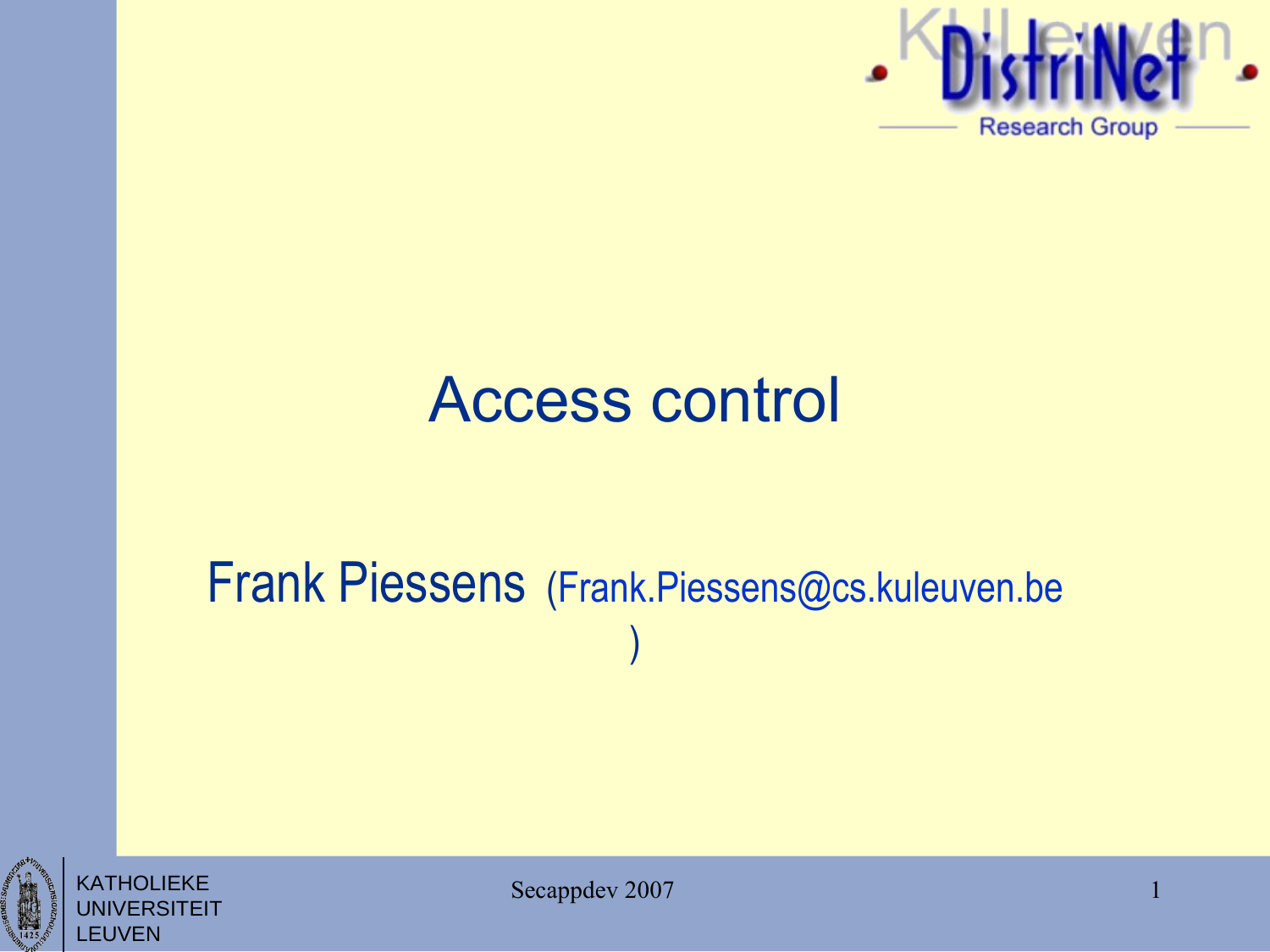# Access control

Frank Piessens (Frank.Piessens@cs.kuleuven.be)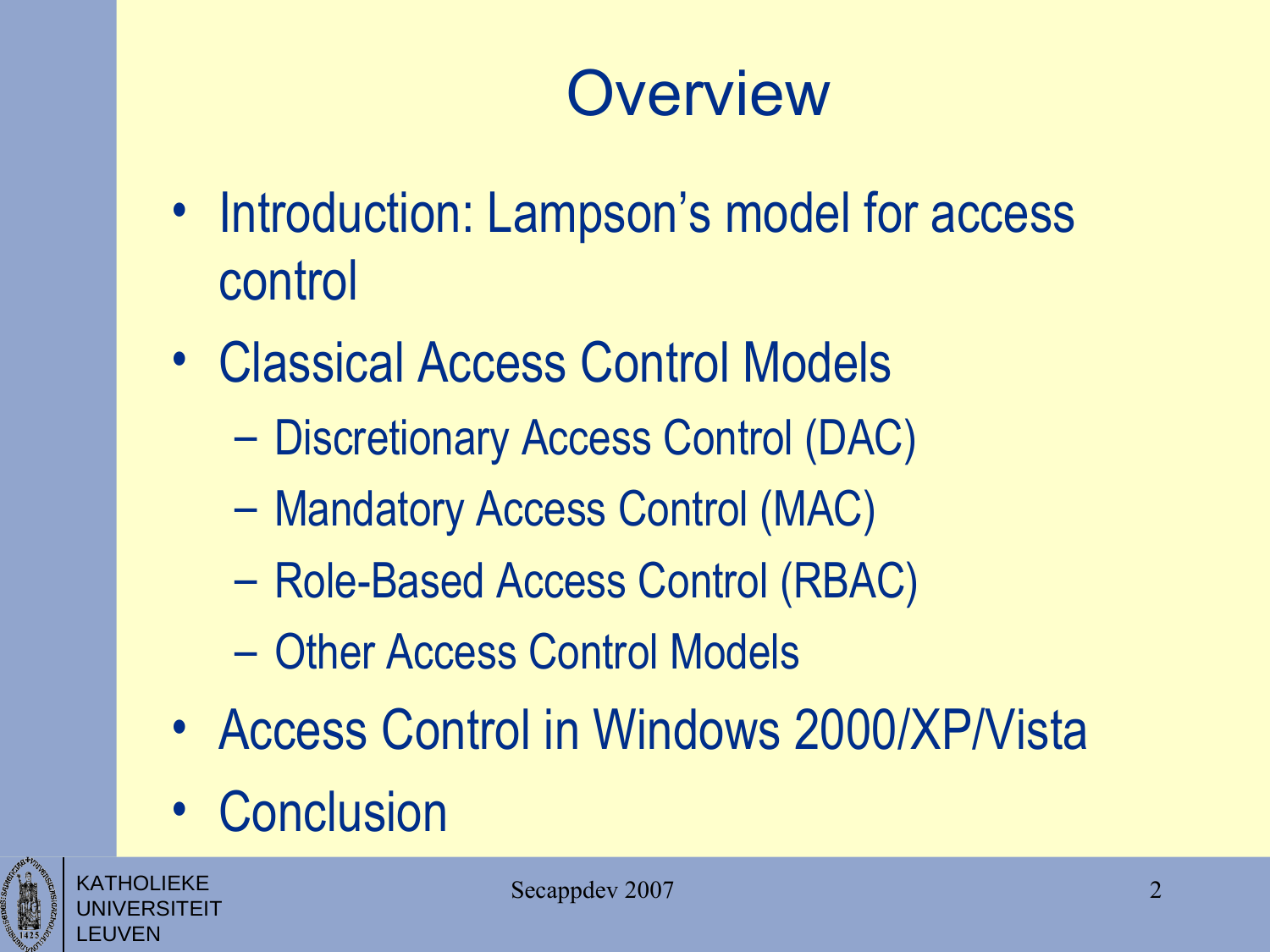# Overview

- Introduction: Lampson's model for access control
- Classical Access Control Models
  - Discretionary Access Control (DAC)
  - Mandatory Access Control (MAC)
  - Role-Based Access Control (RBAC)
  - Other Access Control Models
- Access Control in Windows 2000/XP/Vista
- Conclusion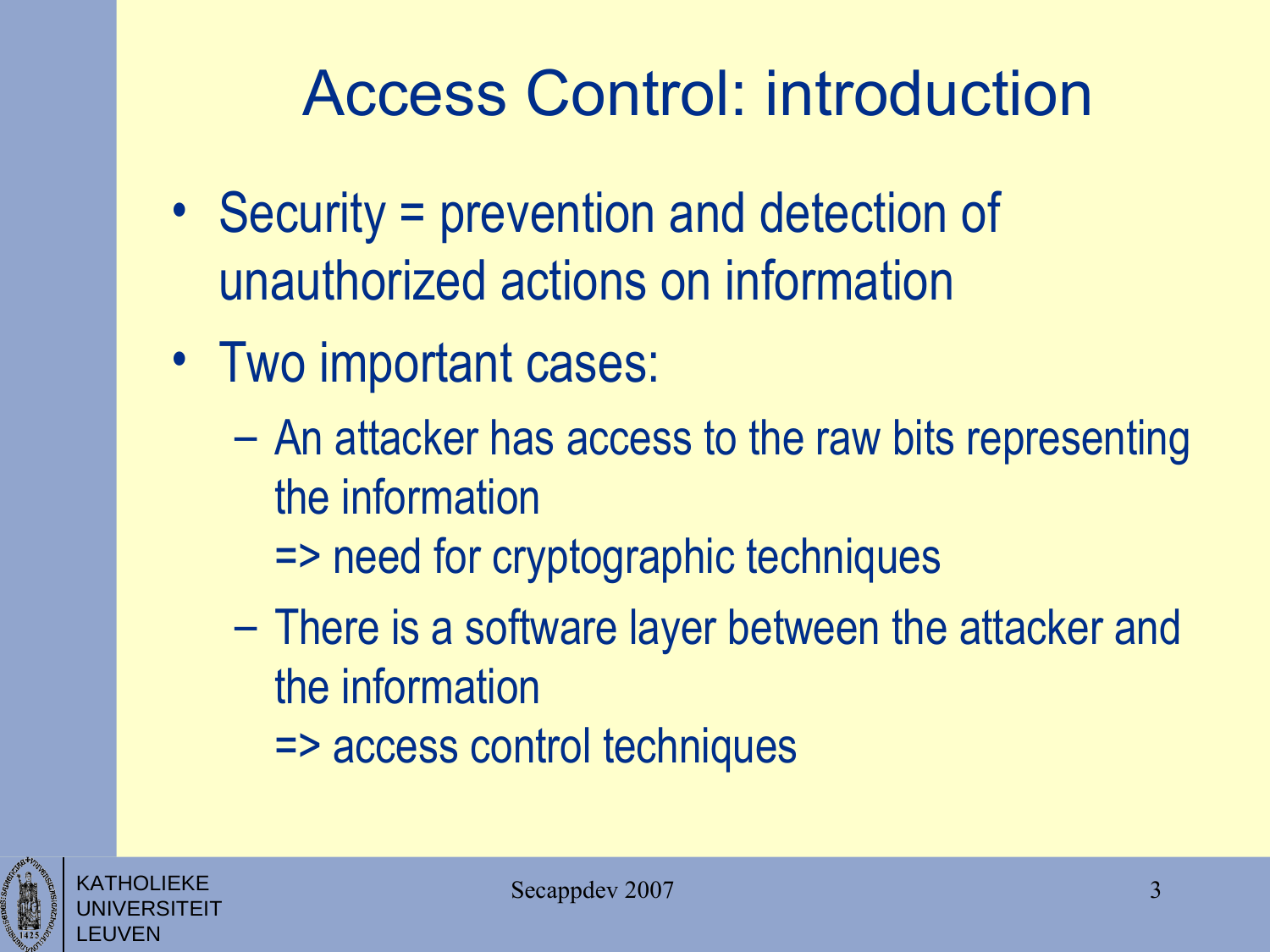# Access Control: introduction

- Security = prevention and detection of unauthorized actions on information
- Two important cases:
  - An attacker has access to the raw bits representing the information
    => need for cryptographic techniques
  - There is a software layer between the attacker and the information
    => access control techniques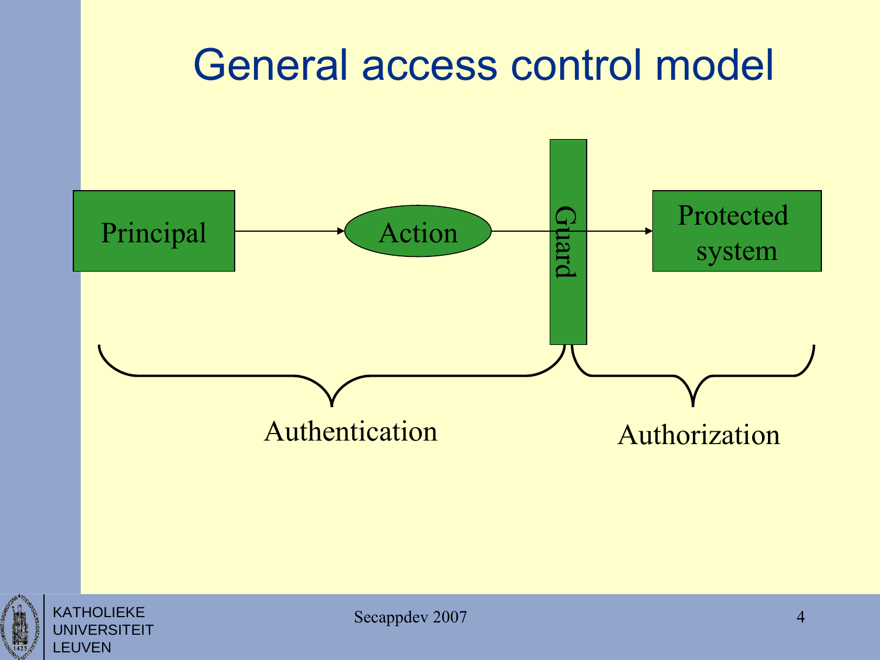# General access control model

Principal → Action → Guard → Protected system

Authentication

Authorization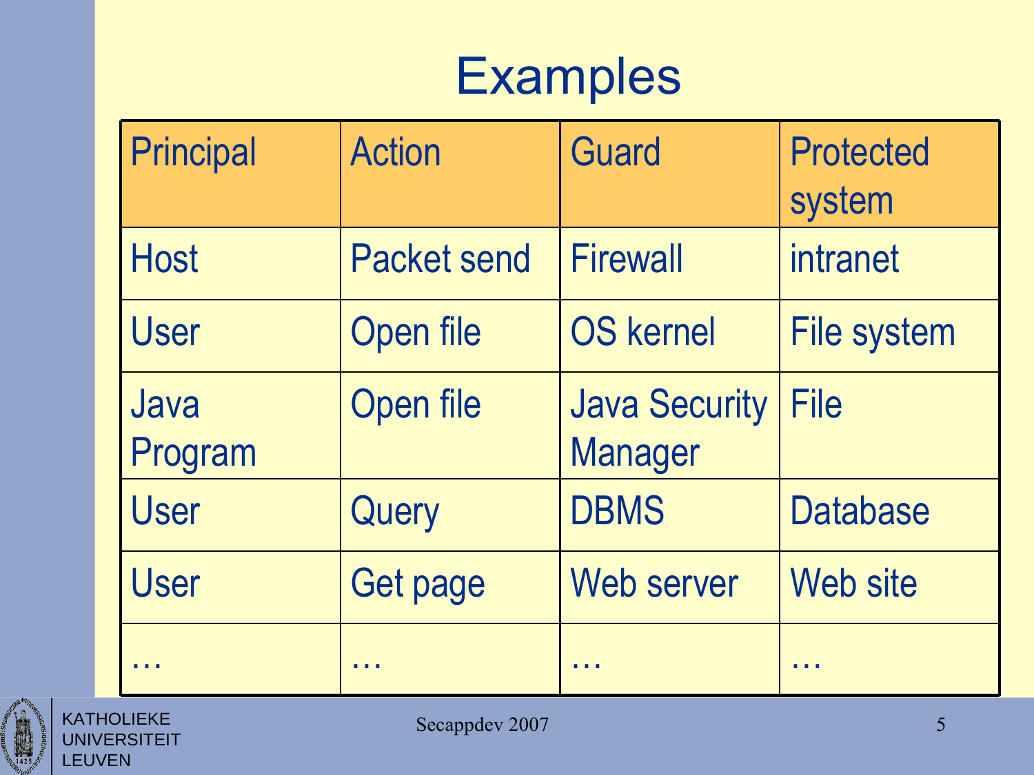# Examples

| Principal | Action | Guard | Protected system |
|---|---|---|---|
| Host | Packet send | Firewall | intranet |
| User | Open file | OS kernel | File system |
| Java Program | Open file | Java Security Manager | File |
| User | Query | DBMS | Database |
| User | Get page | Web server | Web site |
| … | … | … | … |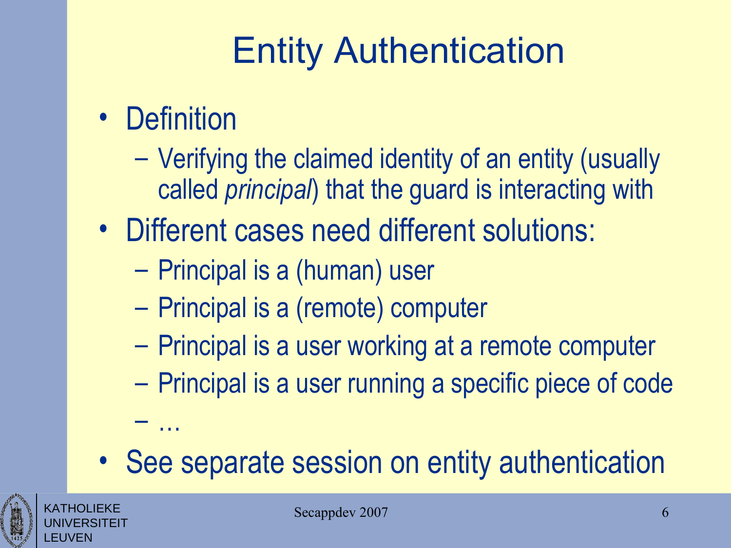# Entity Authentication

- Definition
  - Verifying the claimed identity of an entity (usually called *principal*) that the guard is interacting with
- Different cases need different solutions:
  - Principal is a (human) user
  - Principal is a (remote) computer
  - Principal is a user working at a remote computer
  - Principal is a user running a specific piece of code
  - …
- See separate session on entity authentication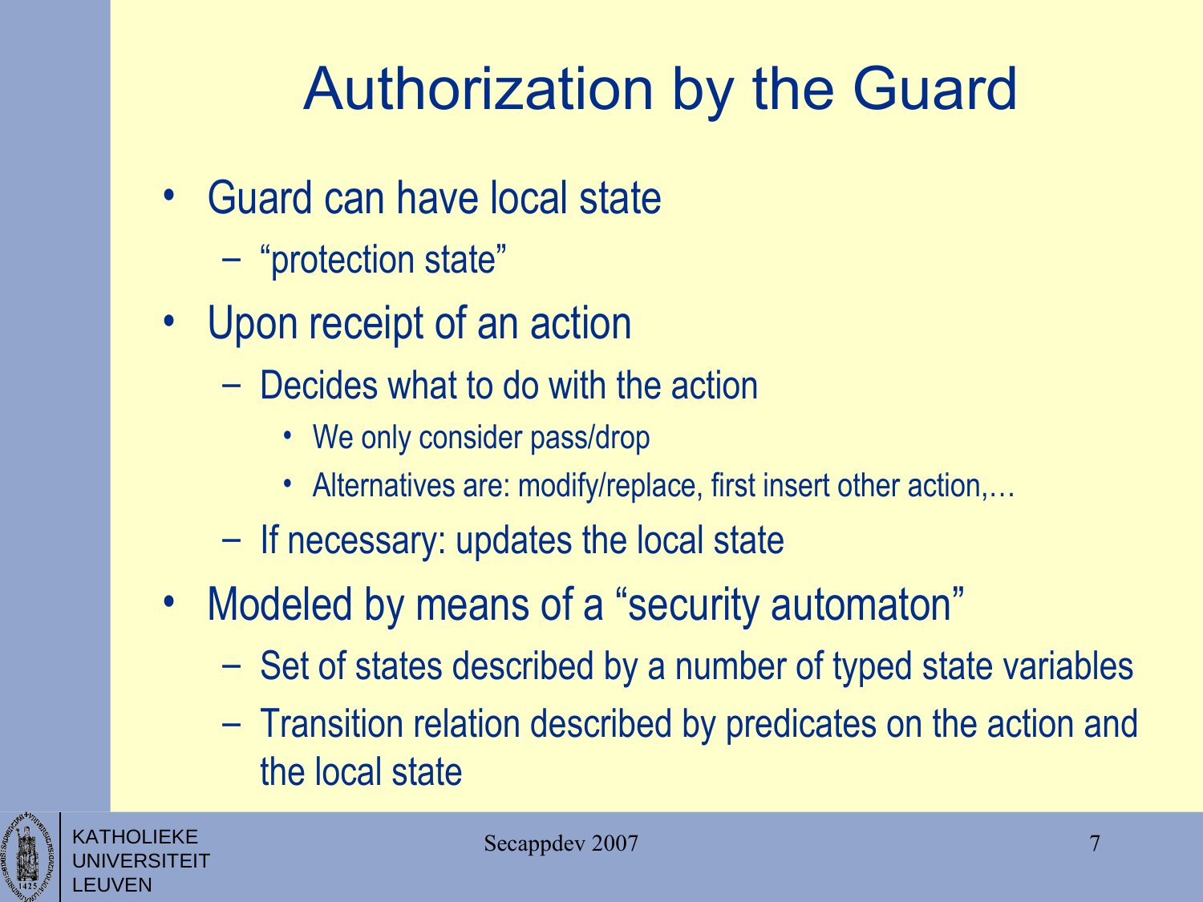# Authorization by the Guard

- Guard can have local state
  - "protection state"
- Upon receipt of an action
  - Decides what to do with the action
    - We only consider pass/drop
    - Alternatives are: modify/replace, first insert other action,…
  - If necessary: updates the local state
- Modeled by means of a "security automaton"
  - Set of states described by a number of typed state variables
  - Transition relation described by predicates on the action and the local state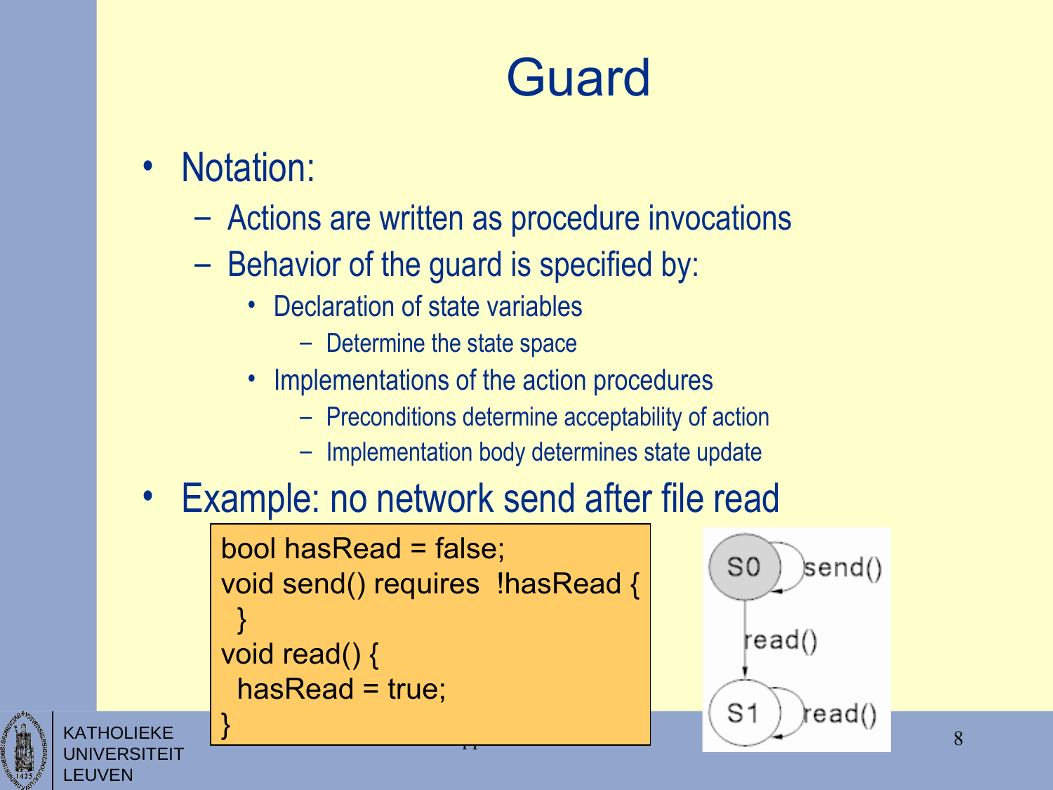# Guard

- Notation:
  - Actions are written as procedure invocations
  - Behavior of the guard is specified by:
    - Declaration of state variables
      - Determine the state space
    - Implementations of the action procedures
      - Preconditions determine acceptability of action
      - Implementation body determines state update
- Example: no network send after file read

```
bool hasRead = false;
void send() requires  !hasRead {
 }
void read() {
  hasRead = true;
}
```

S0 —send()→ S0
S0 —read()→ S1
S1 —read()→ S1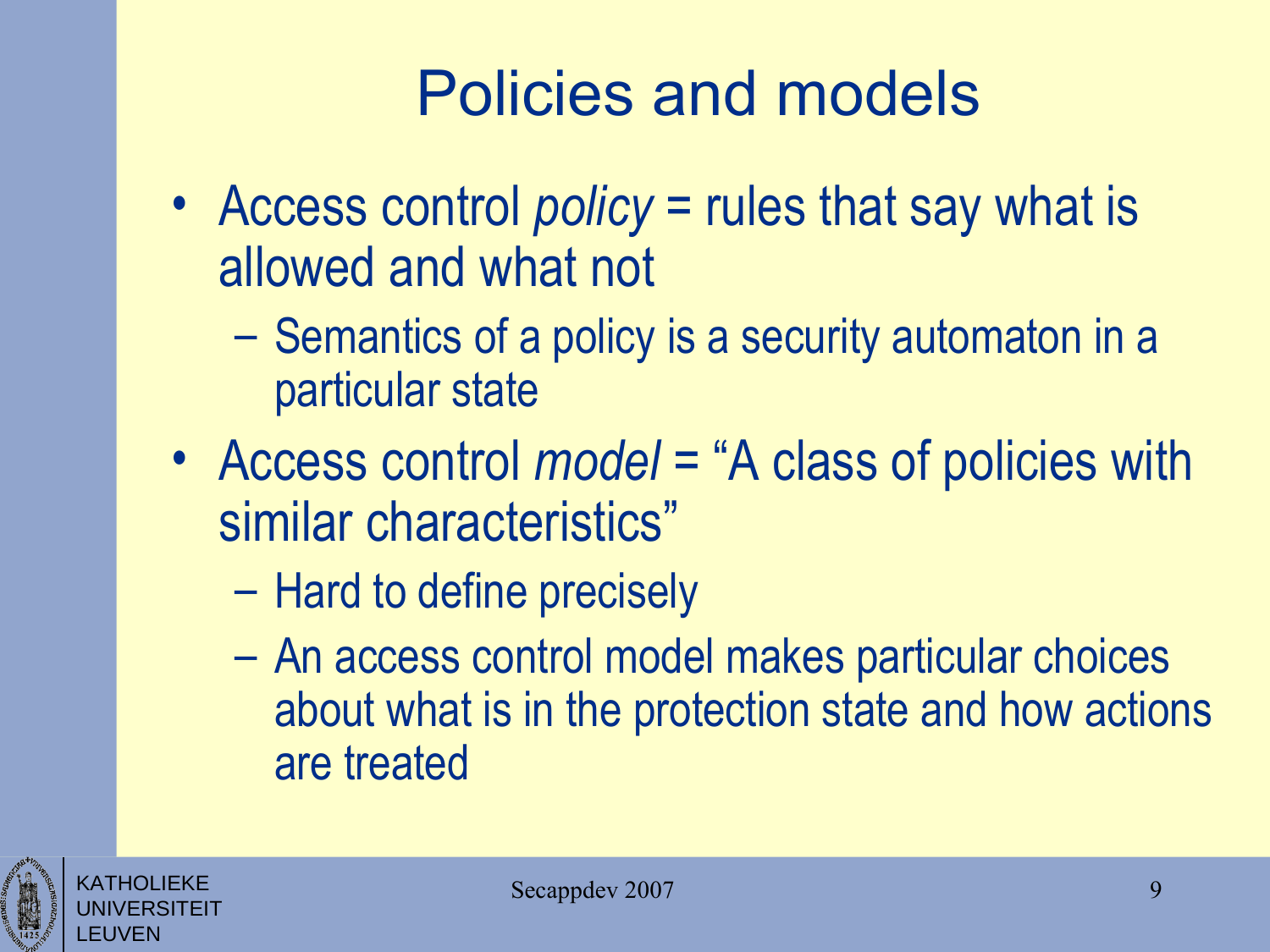# Policies and models

- Access control *policy* = rules that say what is allowed and what not
  - Semantics of a policy is a security automaton in a particular state
- Access control *model* = "A class of policies with similar characteristics"
  - Hard to define precisely
  - An access control model makes particular choices about what is in the protection state and how actions are treated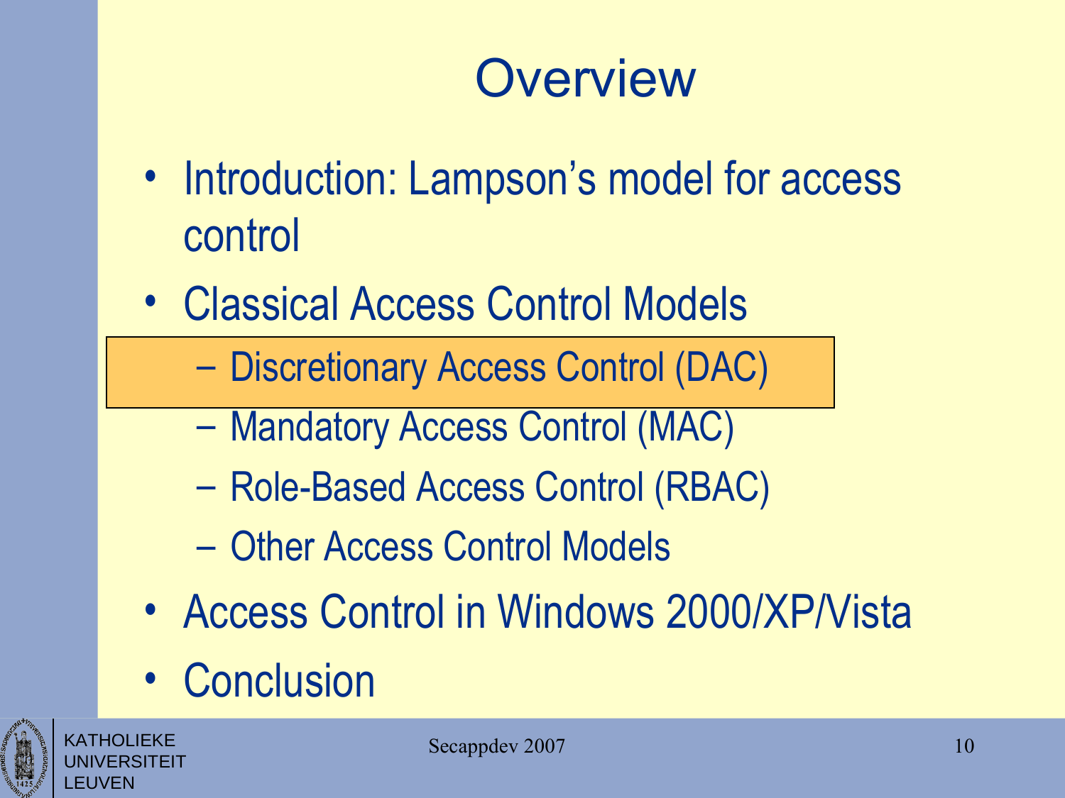# Overview

- Introduction: Lampson's model for access control
- Classical Access Control Models
  - Discretionary Access Control (DAC)
  - Mandatory Access Control (MAC)
  - Role-Based Access Control (RBAC)
  - Other Access Control Models
- Access Control in Windows 2000/XP/Vista
- Conclusion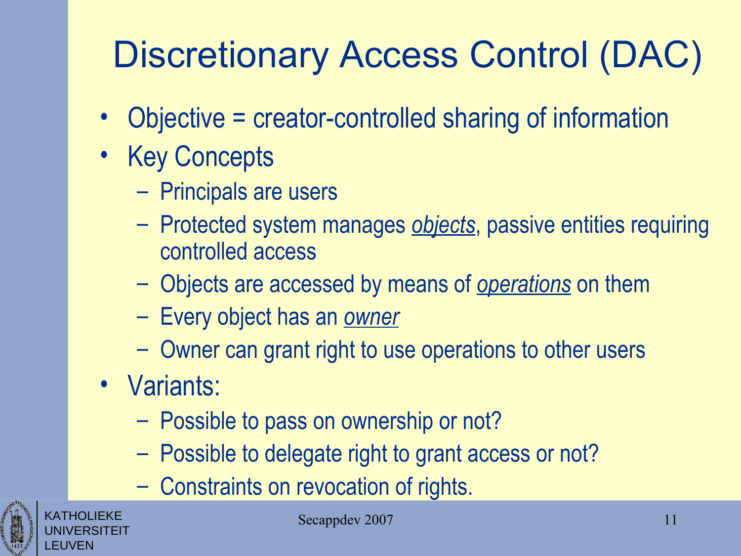# Discretionary Access Control (DAC)

- Objective = creator-controlled sharing of information
- Key Concepts
  - Principals are users
  - Protected system manages ***objects***, passive entities requiring controlled access
  - Objects are accessed by means of ***operations*** on them
  - Every object has an ***owner***
  - Owner can grant right to use operations to other users
- Variants:
  - Possible to pass on ownership or not?
  - Possible to delegate right to grant access or not?
  - Constraints on revocation of rights.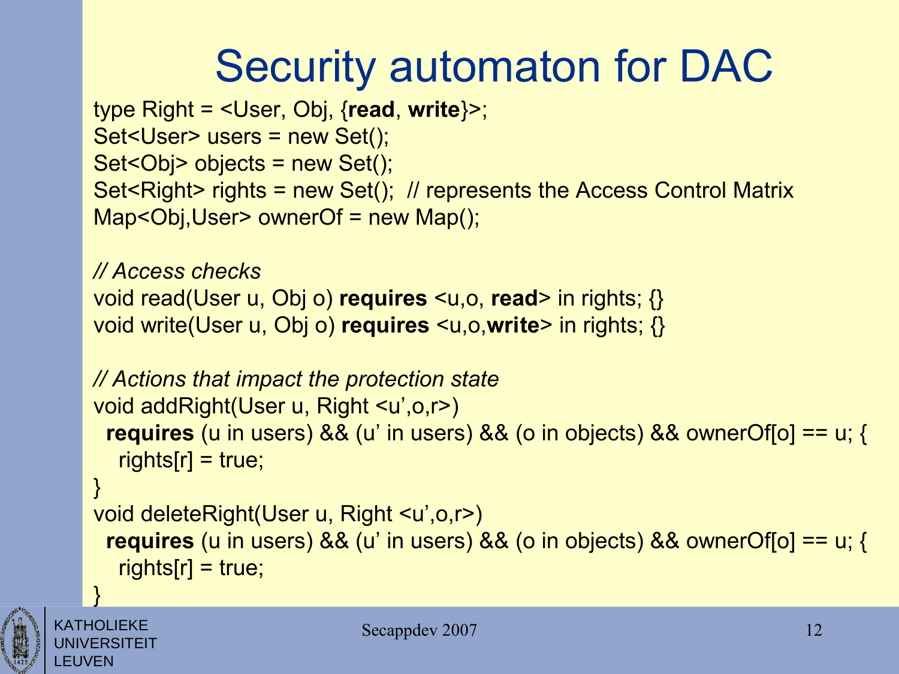# Security automaton for DAC

```
type Right = <User, Obj, {read, write}>;
Set<User> users = new Set();
Set<Obj> objects = new Set();
Set<Right> rights = new Set();  // represents the Access Control Matrix
Map<Obj,User> ownerOf = new Map();

// Access checks
void read(User u, Obj o) requires <u,o, read> in rights; {}
void write(User u, Obj o) requires <u,o,write> in rights; {}

// Actions that impact the protection state
void addRight(User u, Right <u',o,r>)
  requires (u in users) && (u' in users) && (o in objects) && ownerOf[o] == u; {
    rights[r] = true;
}
void deleteRight(User u, Right <u',o,r>)
  requires (u in users) && (u' in users) && (o in objects) && ownerOf[o] == u; {
    rights[r] = true;
}
```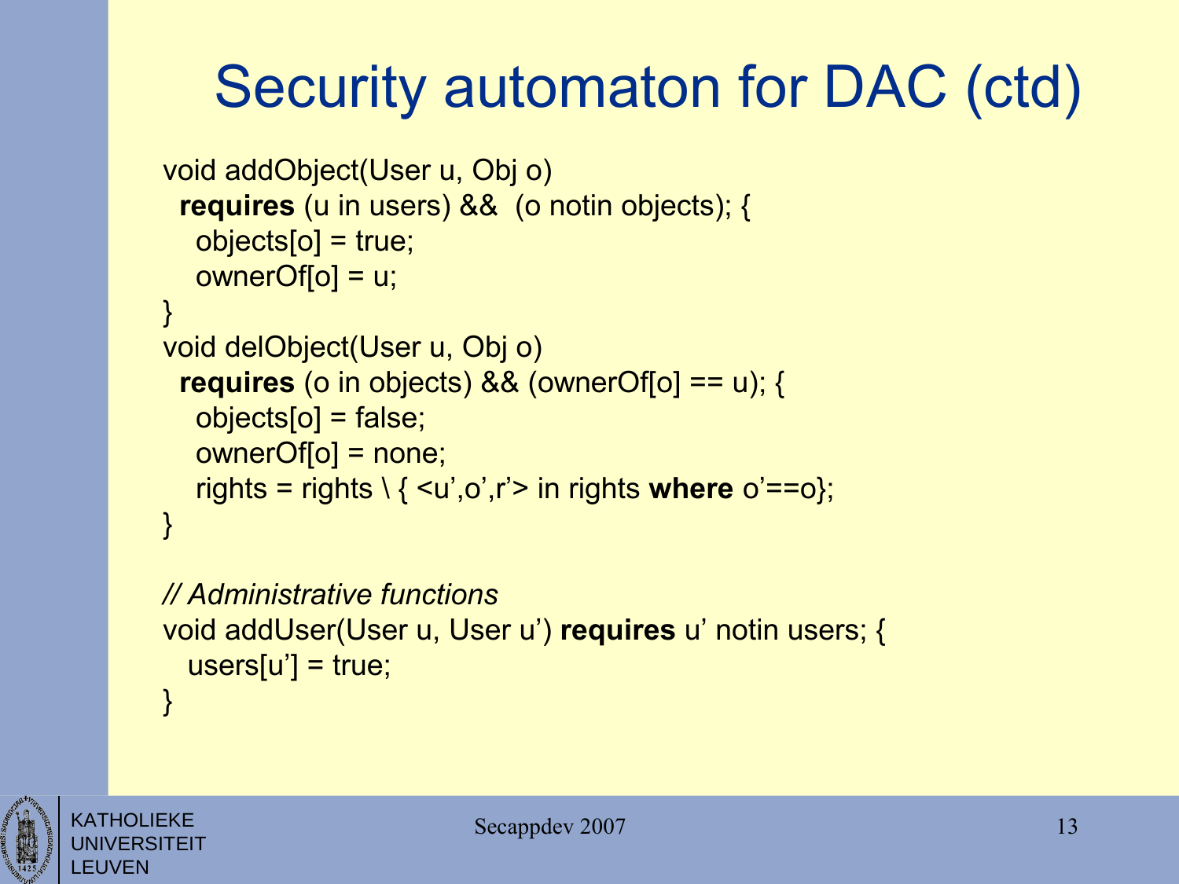# Security automaton for DAC (ctd)

```
void addObject(User u, Obj o)
  requires (u in users) &&  (o notin objects); {
    objects[o] = true;
    ownerOf[o] = u;
}
void delObject(User u, Obj o)
  requires (o in objects) && (ownerOf[o] == u); {
    objects[o] = false;
    ownerOf[o] = none;
    rights = rights \ { <u',o',r'> in rights where o'==o};
}

// Administrative functions
void addUser(User u, User u') requires u' notin users; {
   users[u'] = true;
}
```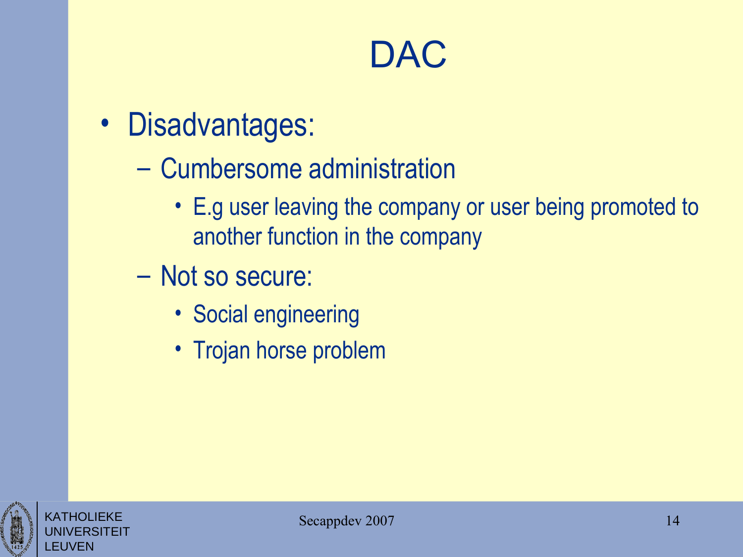# DAC

- Disadvantages:
  - Cumbersome administration
    - E.g user leaving the company or user being promoted to another function in the company
  - Not so secure:
    - Social engineering
    - Trojan horse problem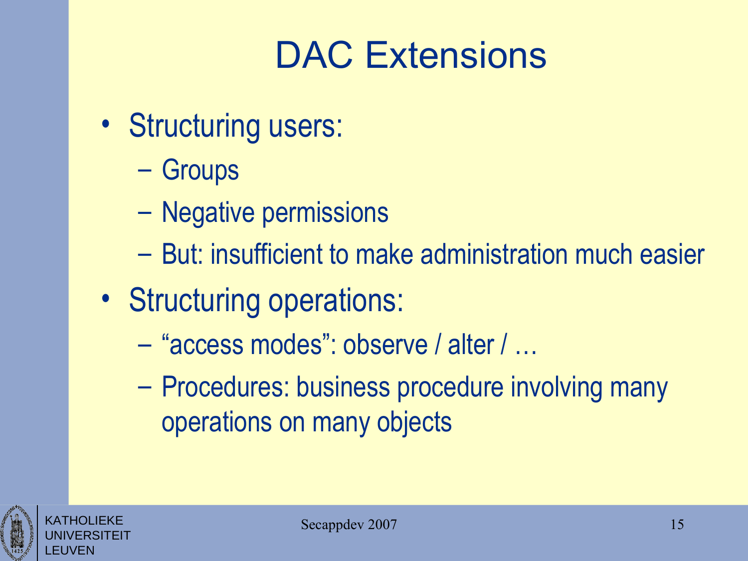# DAC Extensions

- Structuring users:
  - Groups
  - Negative permissions
  - But: insufficient to make administration much easier
- Structuring operations:
  - "access modes": observe / alter / …
  - Procedures: business procedure involving many operations on many objects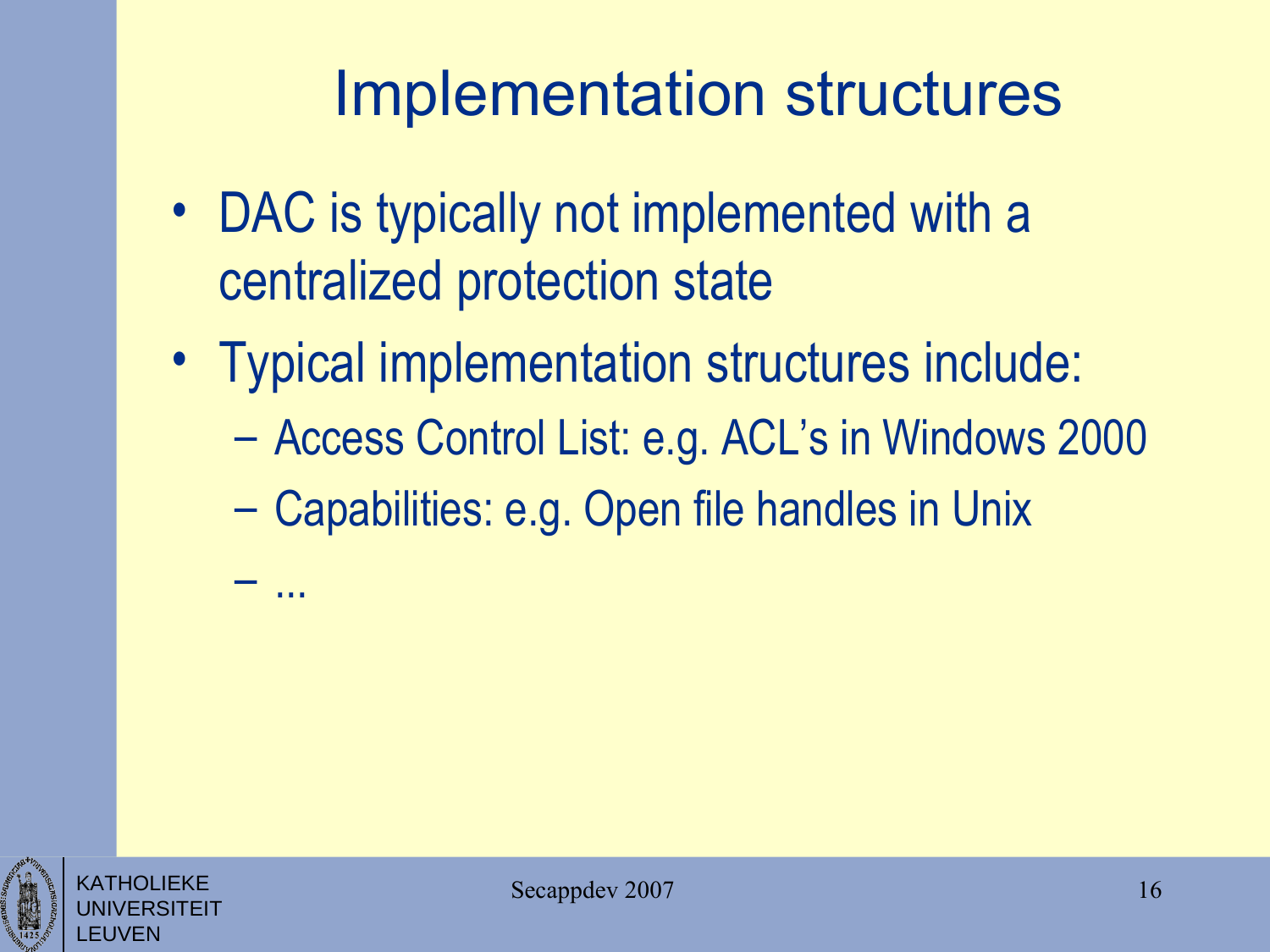# Implementation structures

- DAC is typically not implemented with a centralized protection state
- Typical implementation structures include:
  - Access Control List: e.g. ACL's in Windows 2000
  - Capabilities: e.g. Open file handles in Unix
  - ...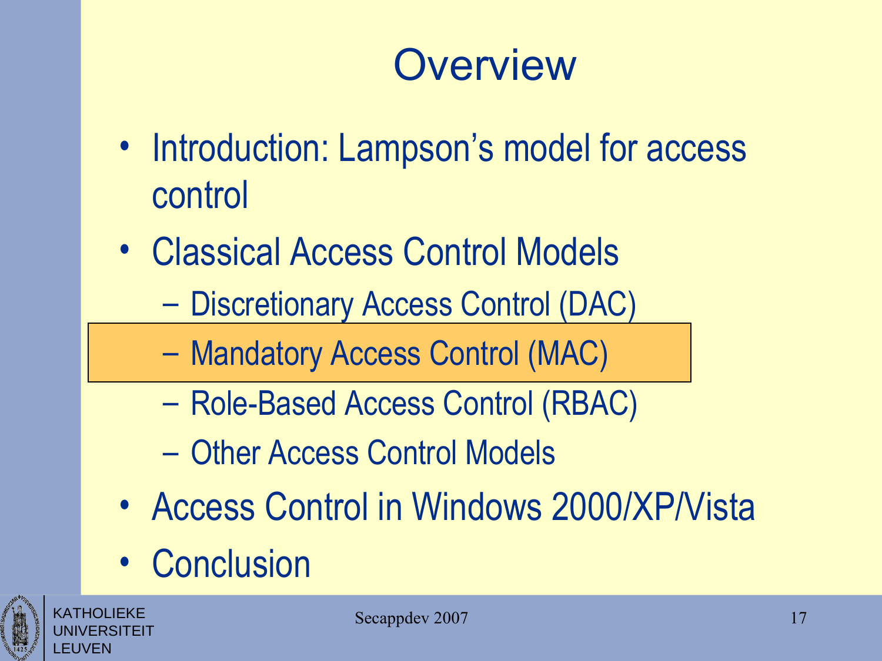# Overview

- Introduction: Lampson's model for access control
- Classical Access Control Models
  - Discretionary Access Control (DAC)
  - **Mandatory Access Control (MAC)**
  - Role-Based Access Control (RBAC)
  - Other Access Control Models
- Access Control in Windows 2000/XP/Vista
- Conclusion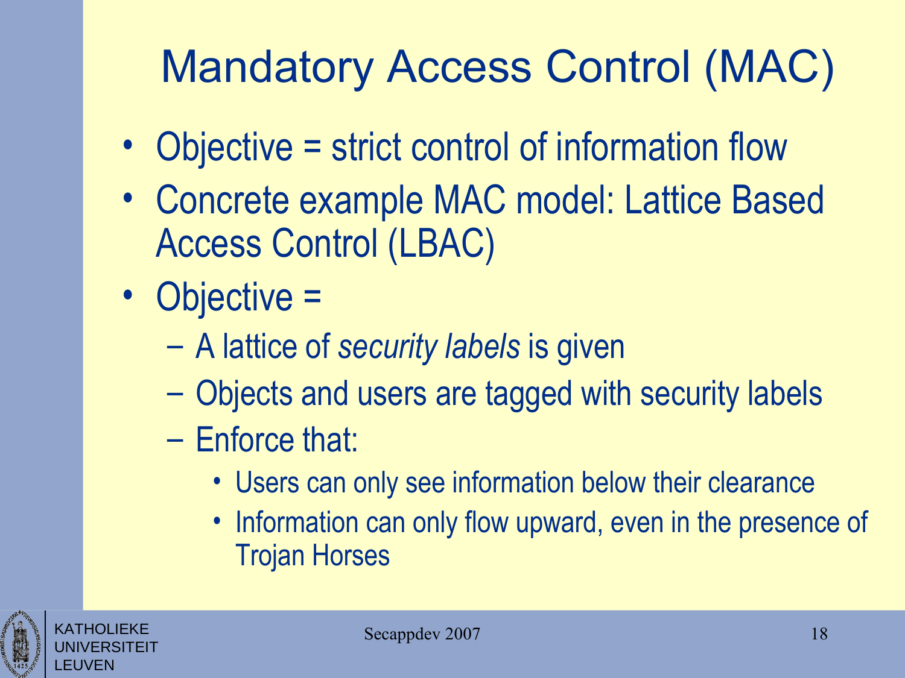# Mandatory Access Control (MAC)

- Objective = strict control of information flow
- Concrete example MAC model: Lattice Based Access Control (LBAC)
- Objective =
  - A lattice of *security labels* is given
  - Objects and users are tagged with security labels
  - Enforce that:
    - Users can only see information below their clearance
    - Information can only flow upward, even in the presence of Trojan Horses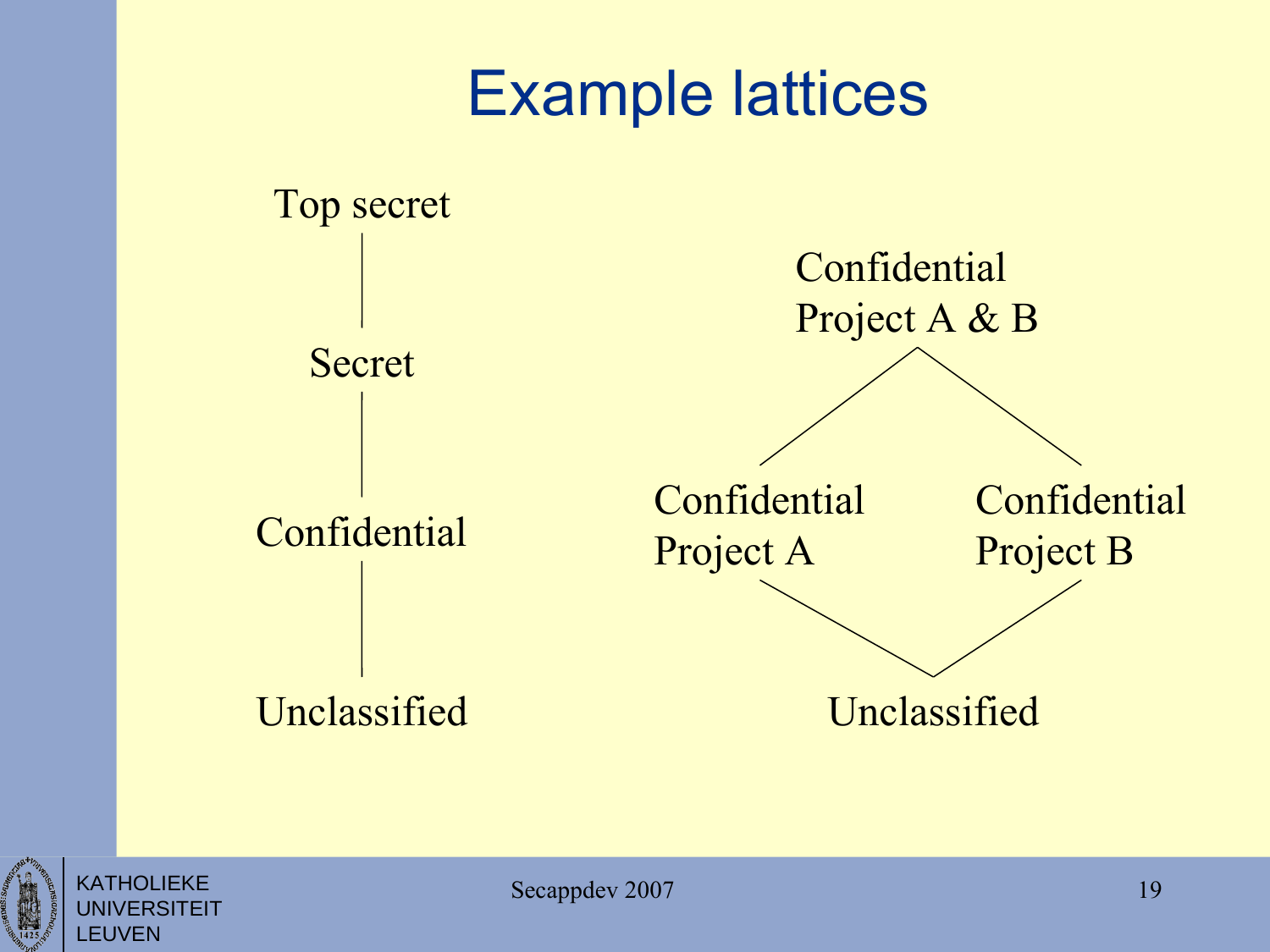# Example lattices

Top secret

Secret

Confidential

Unclassified

Confidential
Project A & B

Confidential
Project A

Confidential
Project B

Unclassified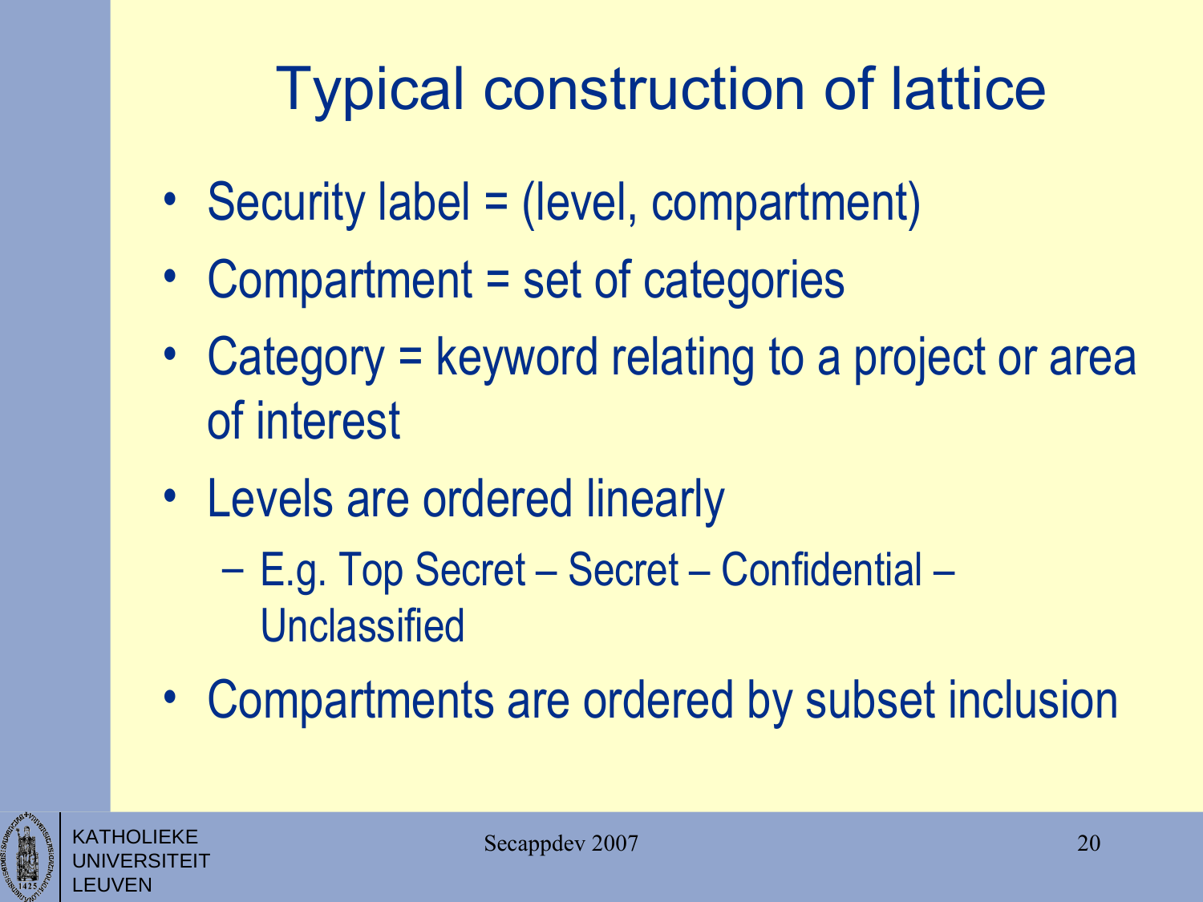# Typical construction of lattice

- Security label = (level, compartment)
- Compartment = set of categories
- Category = keyword relating to a project or area of interest
- Levels are ordered linearly
  - E.g. Top Secret – Secret – Confidential – Unclassified
- Compartments are ordered by subset inclusion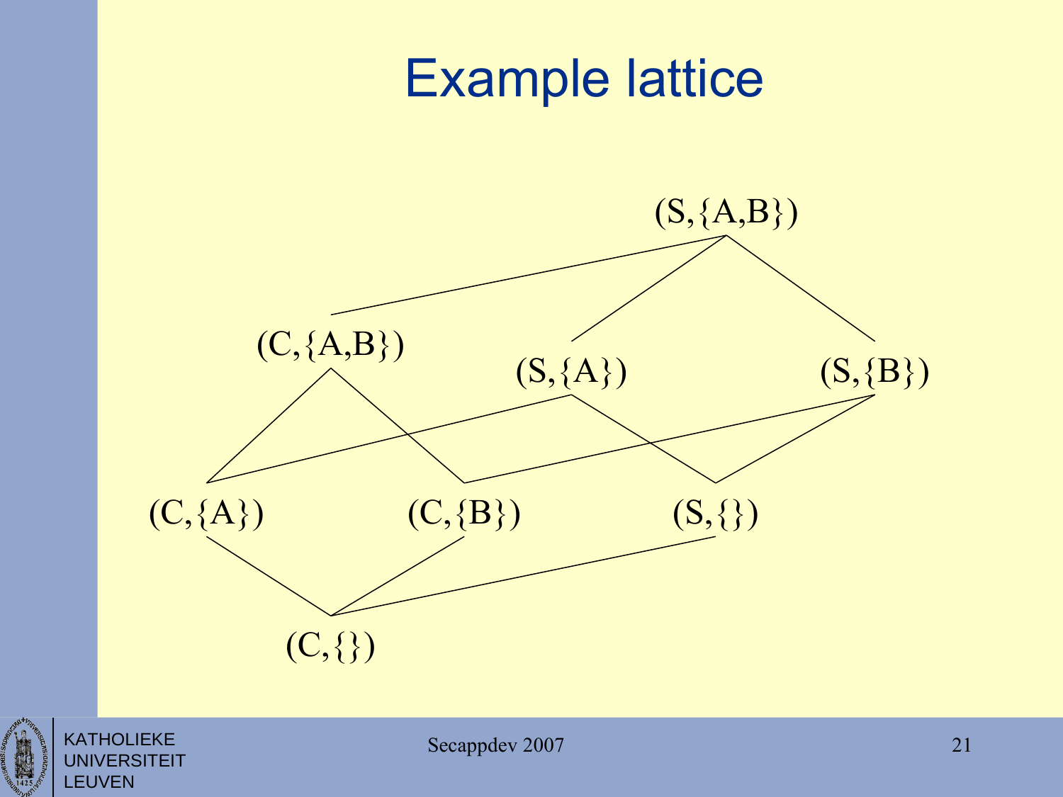# Example lattice

(S,{A,B})

(C,{A,B}) (S,{A}) (S,{B})

(C,{A}) (C,{B}) (S,{})

(C,{})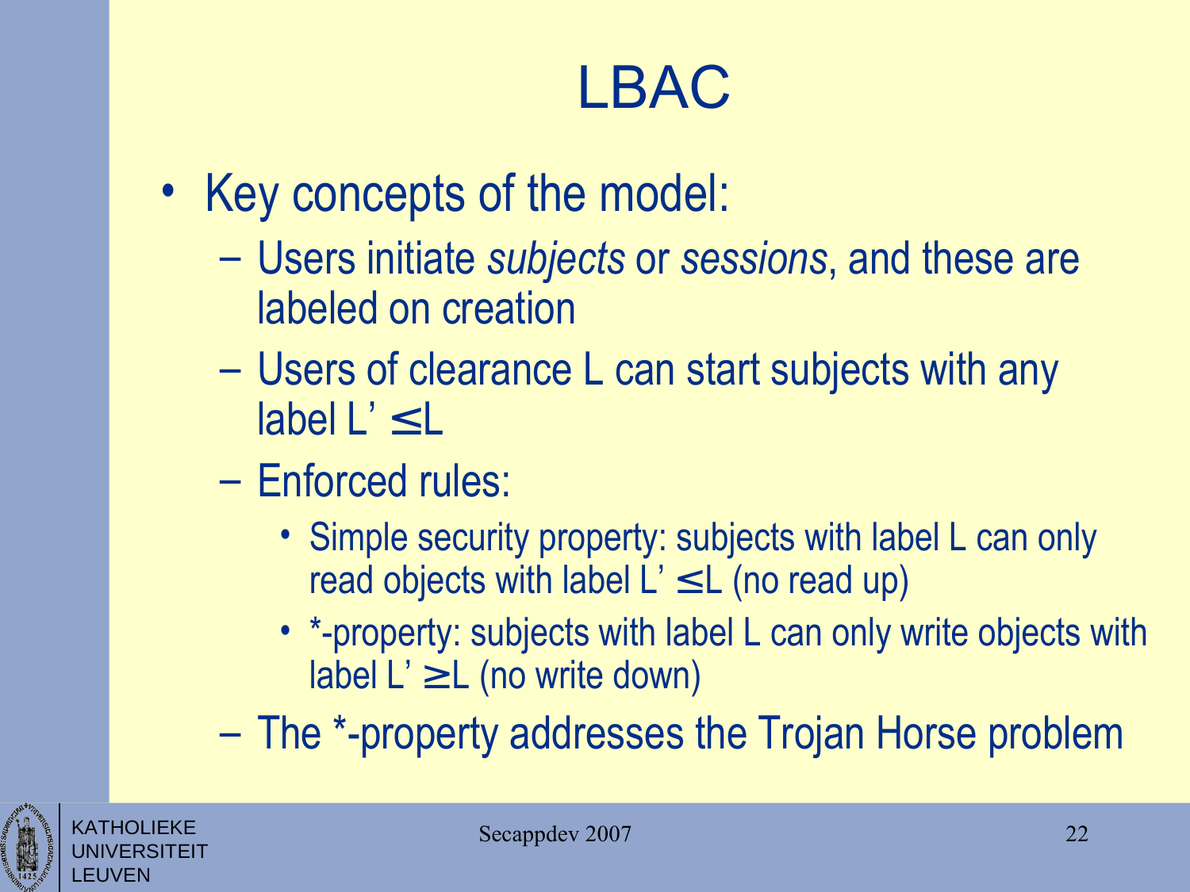# LBAC

- Key concepts of the model:
  - Users initiate *subjects* or *sessions*, and these are labeled on creation
  - Users of clearance L can start subjects with any label $L' \leq L$
  - Enforced rules:
    - Simple security property: subjects with label L can only read objects with label $L' \leq L$ (no read up)
    - *-property: subjects with label L can only write objects with label $L' \geq L$ (no write down)
  - The *-property addresses the Trojan Horse problem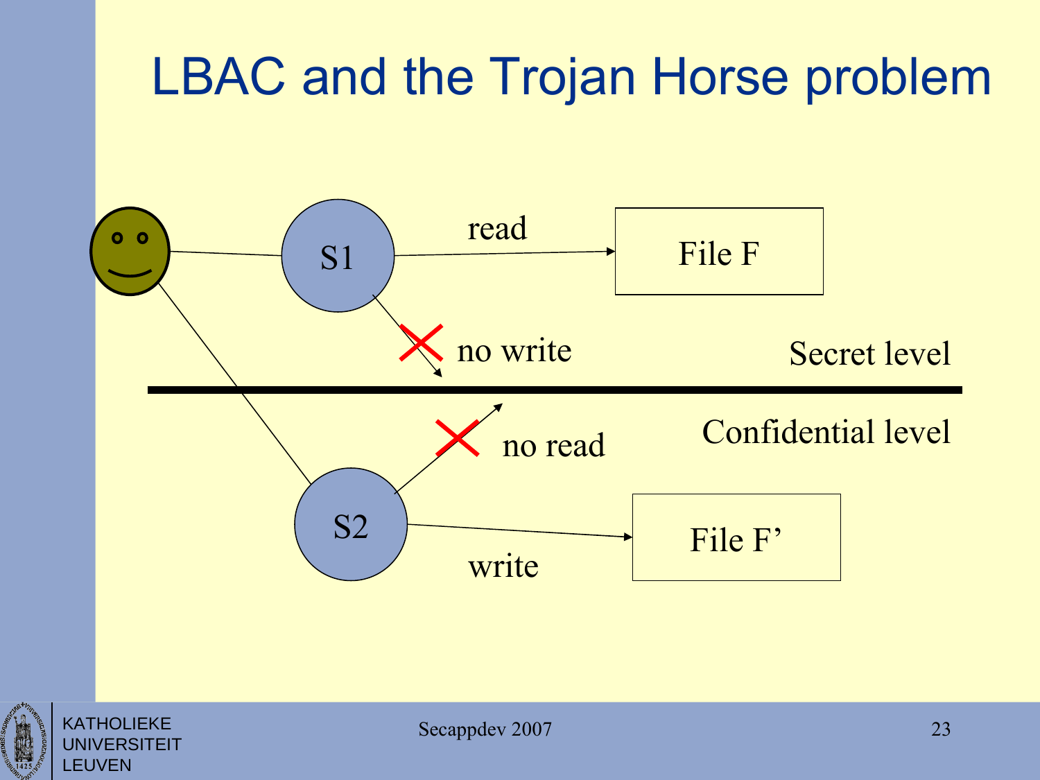# LBAC and the Trojan Horse problem

S1

read

File F

no write

Secret level

Confidential level

no read

S2

write

File F'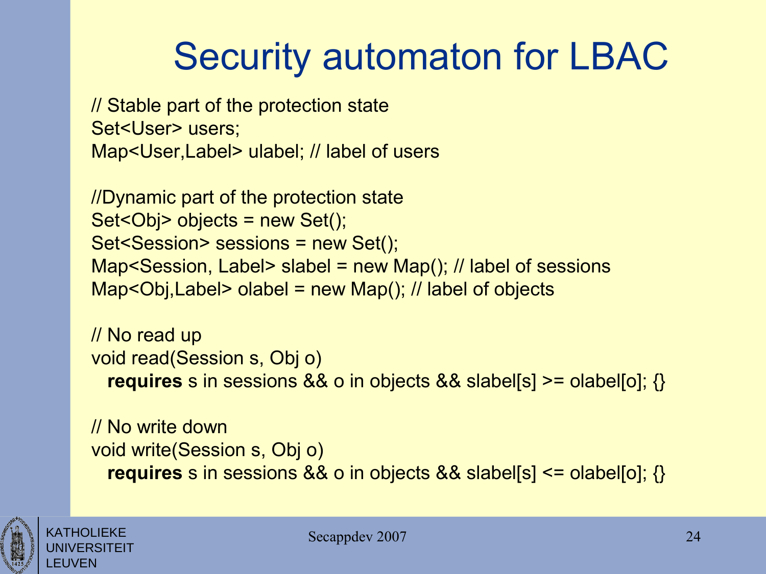# Security automaton for LBAC

```
// Stable part of the protection state
Set<User> users;
Map<User,Label> ulabel; // label of users

//Dynamic part of the protection state
Set<Obj> objects = new Set();
Set<Session> sessions = new Set();
Map<Session, Label> slabel = new Map(); // label of sessions
Map<Obj,Label> olabel = new Map(); // label of objects

// No read up
void read(Session s, Obj o)
  requires s in sessions && o in objects && slabel[s] >= olabel[o]; {}

// No write down
void write(Session s, Obj o)
  requires s in sessions && o in objects && slabel[s] <= olabel[o]; {}
```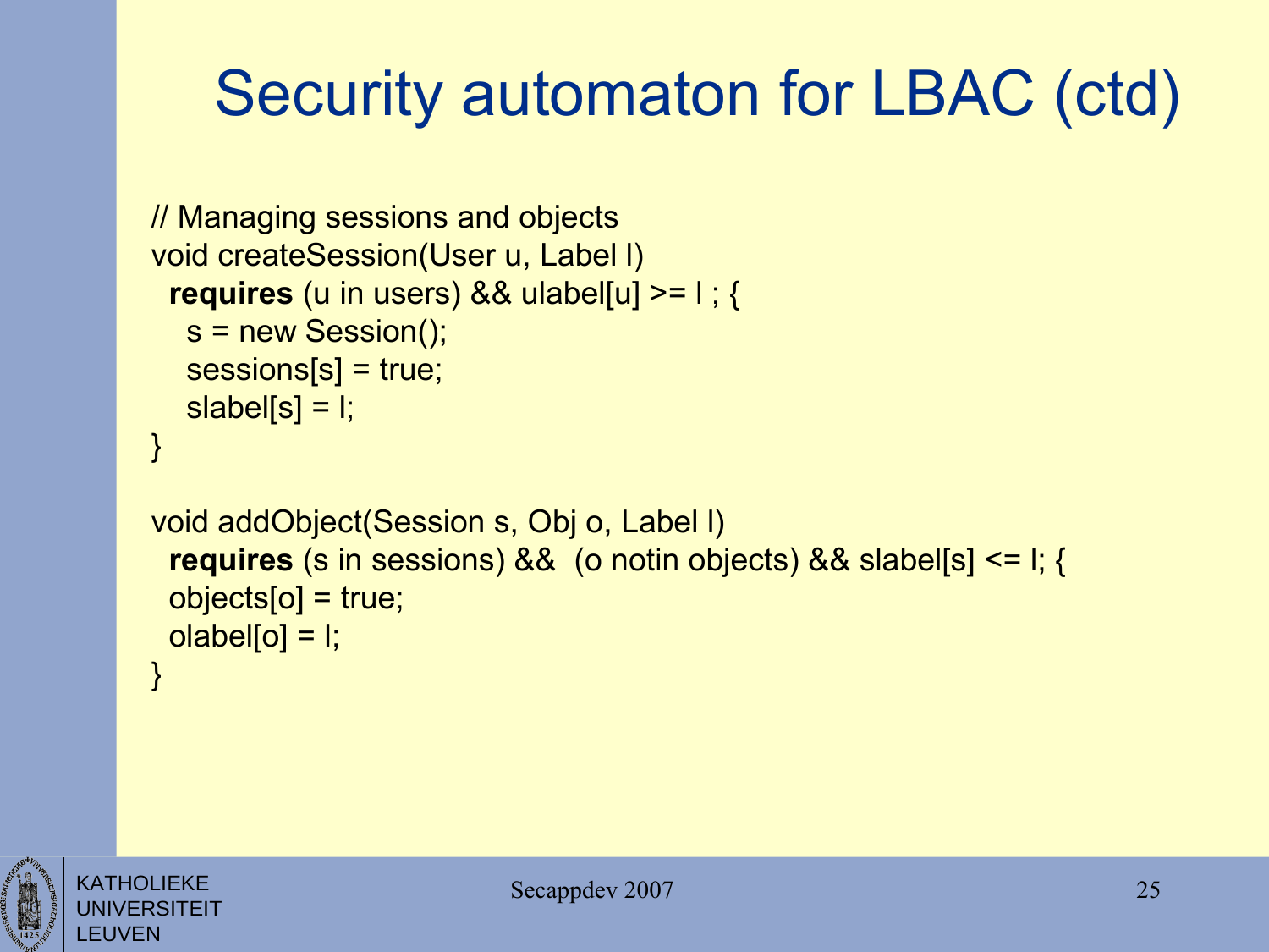# Security automaton for LBAC (ctd)

```
// Managing sessions and objects
void createSession(User u, Label l)
  requires (u in users) && ulabel[u] >= l ; {
    s = new Session();
    sessions[s] = true;
    slabel[s] = l;
}

void addObject(Session s, Obj o, Label l)
  requires (s in sessions) &&  (o notin objects) && slabel[s] <= l; {
  objects[o] = true;
  olabel[o] = l;
}
```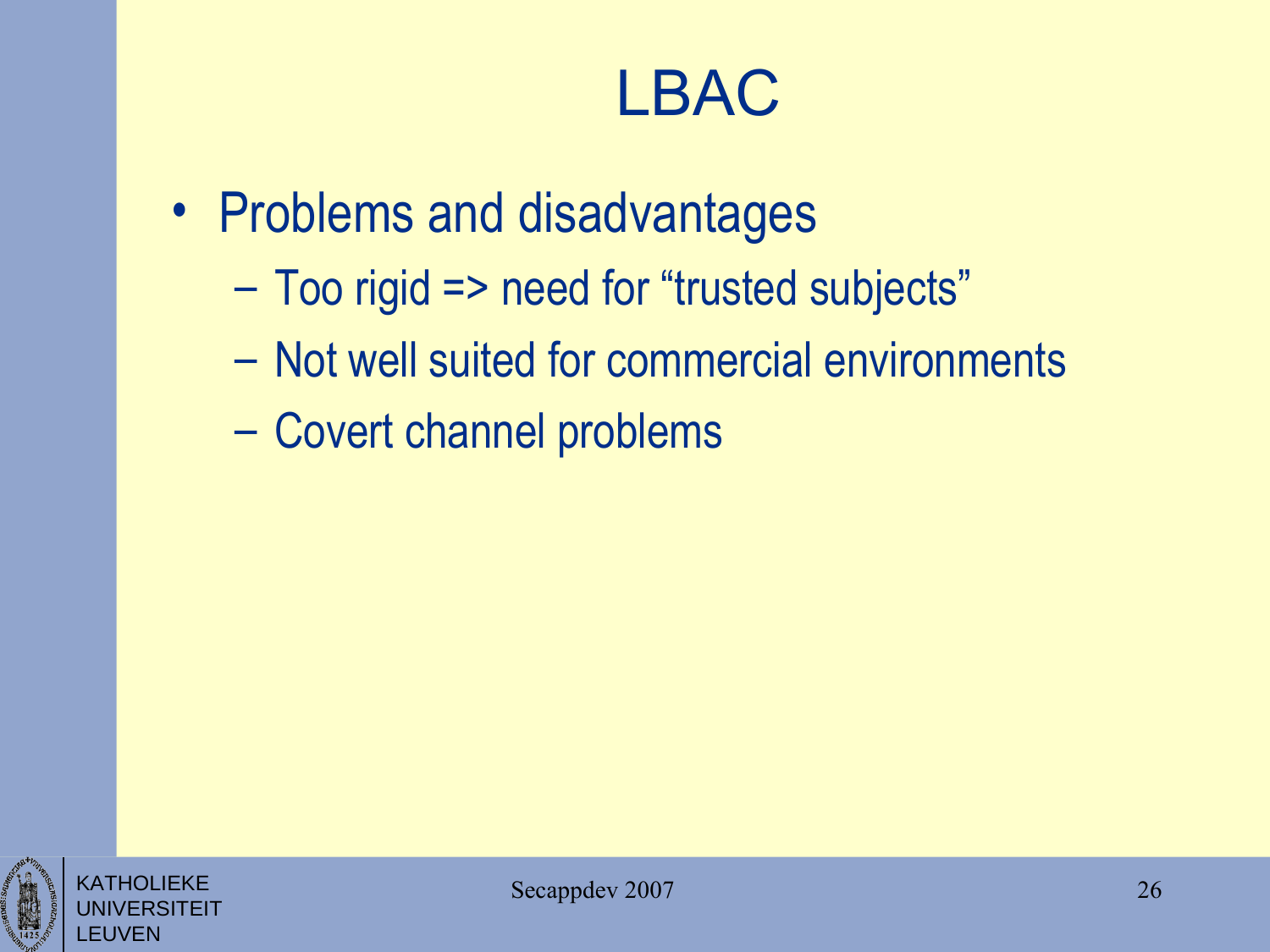# LBAC

- Problems and disadvantages
  - Too rigid => need for “trusted subjects”
  - Not well suited for commercial environments
  - Covert channel problems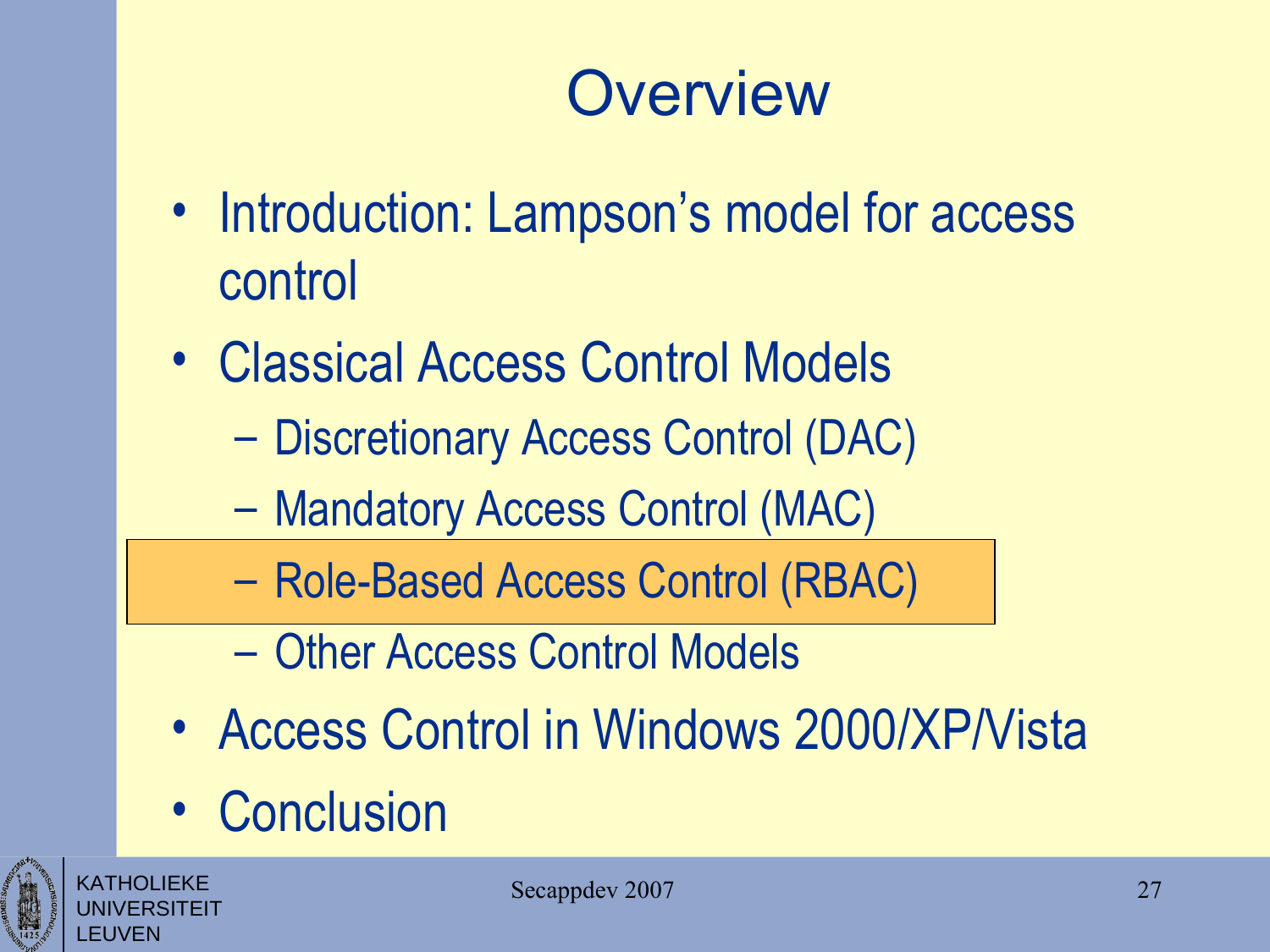# Overview

- Introduction: Lampson's model for access control
- Classical Access Control Models
  - Discretionary Access Control (DAC)
  - Mandatory Access Control (MAC)
  - Role-Based Access Control (RBAC)
  - Other Access Control Models
- Access Control in Windows 2000/XP/Vista
- Conclusion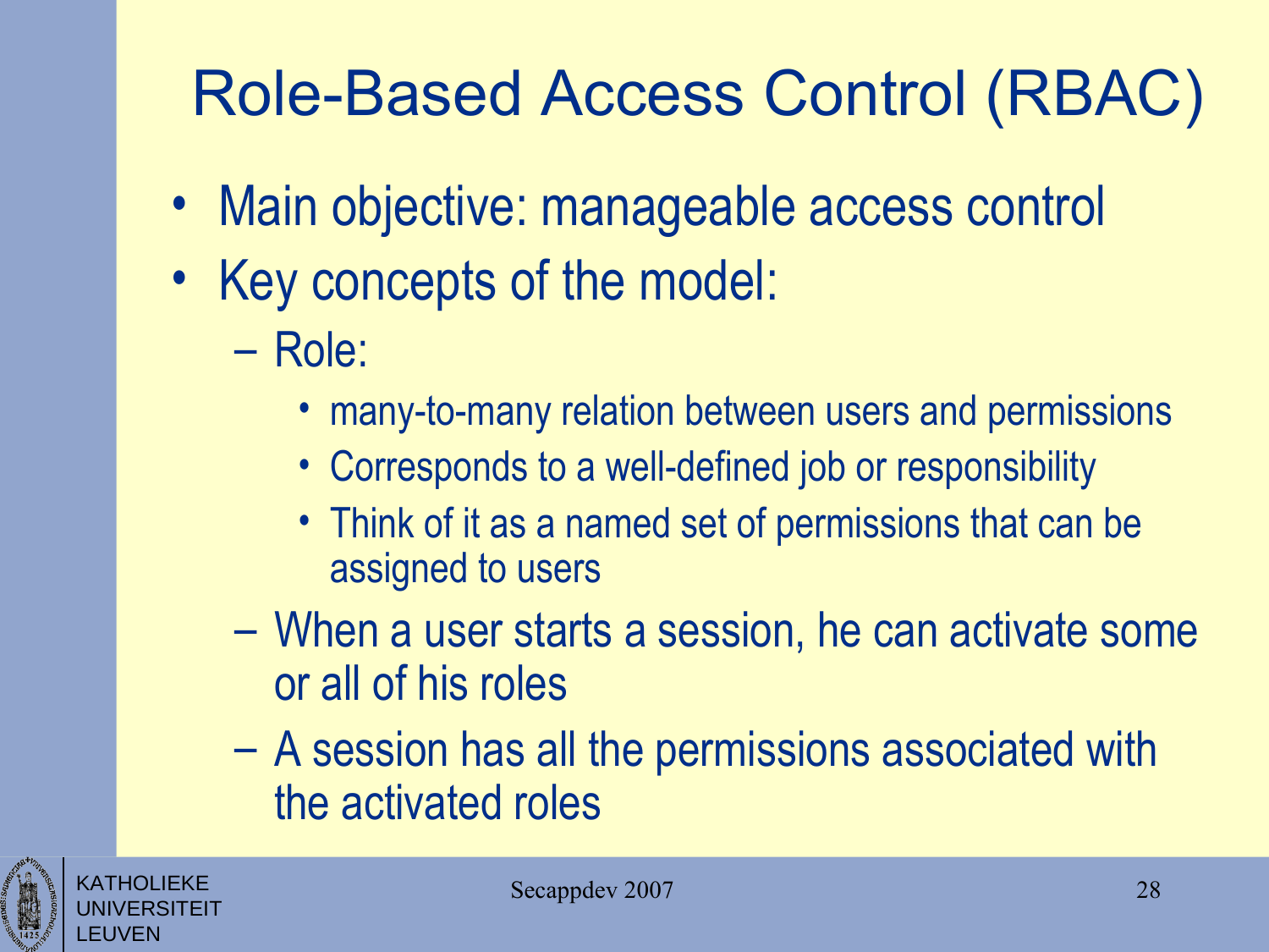# Role-Based Access Control (RBAC)

- Main objective: manageable access control
- Key concepts of the model:
  - Role:
    - many-to-many relation between users and permissions
    - Corresponds to a well-defined job or responsibility
    - Think of it as a named set of permissions that can be assigned to users
  - When a user starts a session, he can activate some or all of his roles
  - A session has all the permissions associated with the activated roles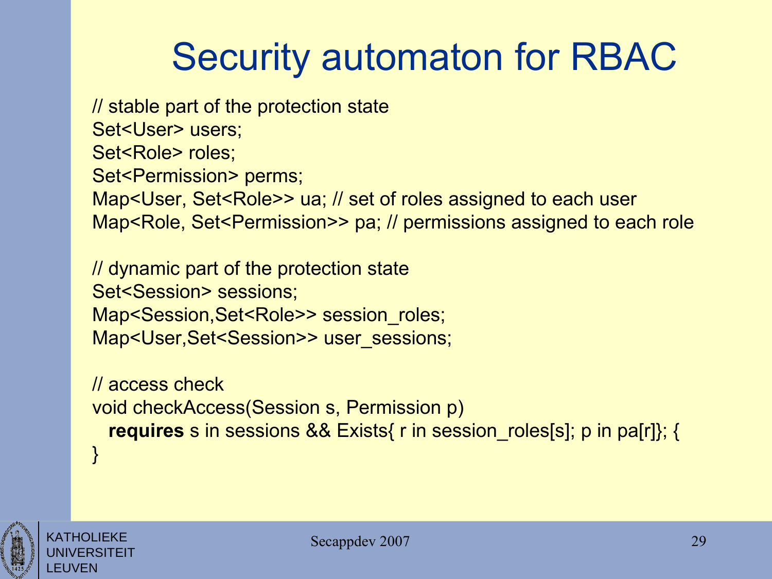# Security automaton for RBAC

```
// stable part of the protection state
Set<User> users;
Set<Role> roles;
Set<Permission> perms;
Map<User, Set<Role>> ua; // set of roles assigned to each user
Map<Role, Set<Permission>> pa; // permissions assigned to each role

// dynamic part of the protection state
Set<Session> sessions;
Map<Session,Set<Role>> session_roles;
Map<User,Set<Session>> user_sessions;

// access check
void checkAccess(Session s, Permission p)
  requires s in sessions && Exists{ r in session_roles[s]; p in pa[r]}; {
}
```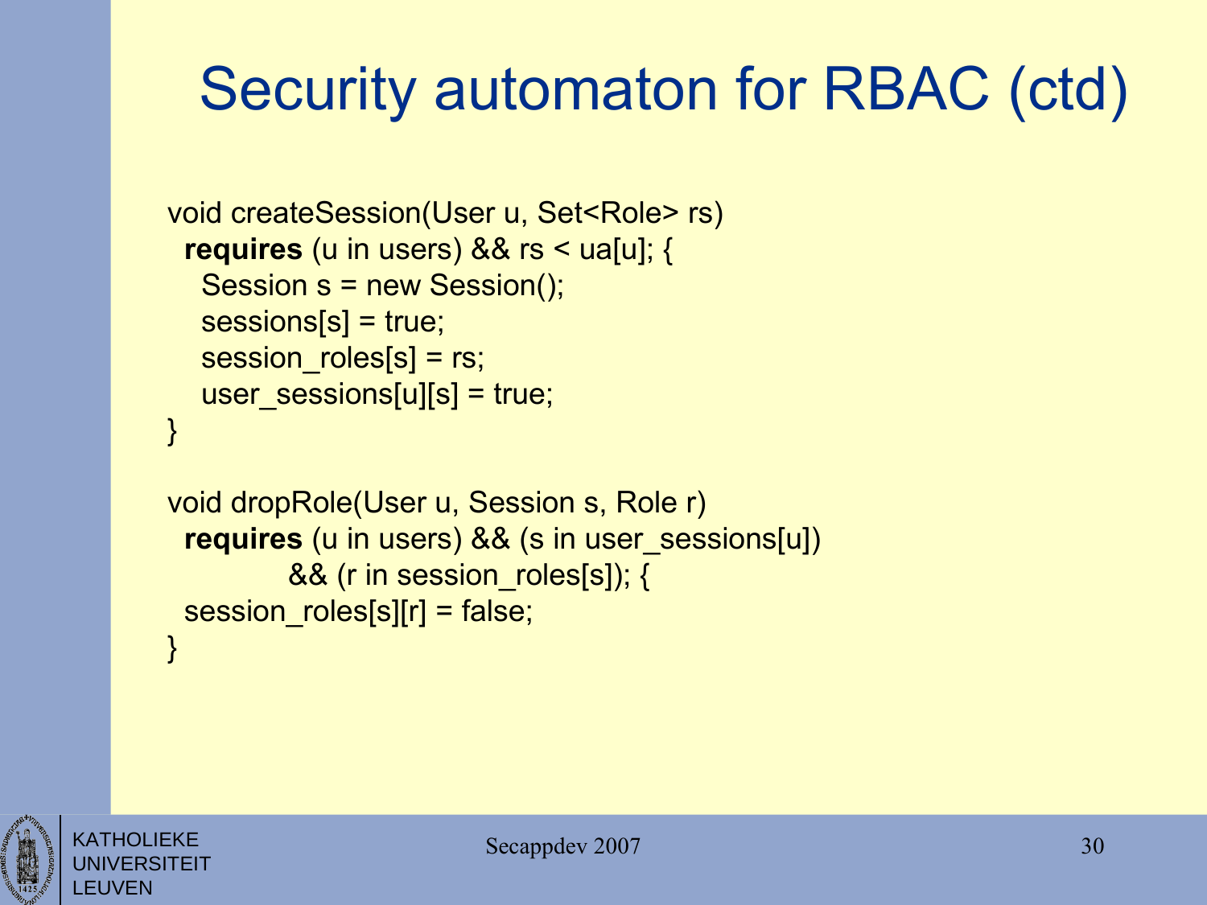# Security automaton for RBAC (ctd)

```
void createSession(User u, Set<Role> rs)
  requires (u in users) && rs < ua[u]; {
    Session s = new Session();
    sessions[s] = true;
    session_roles[s] = rs;
    user_sessions[u][s] = true;
}

void dropRole(User u, Session s, Role r)
  requires (u in users) && (s in user_sessions[u])
             && (r in session_roles[s]); {
  session_roles[s][r] = false;
}
```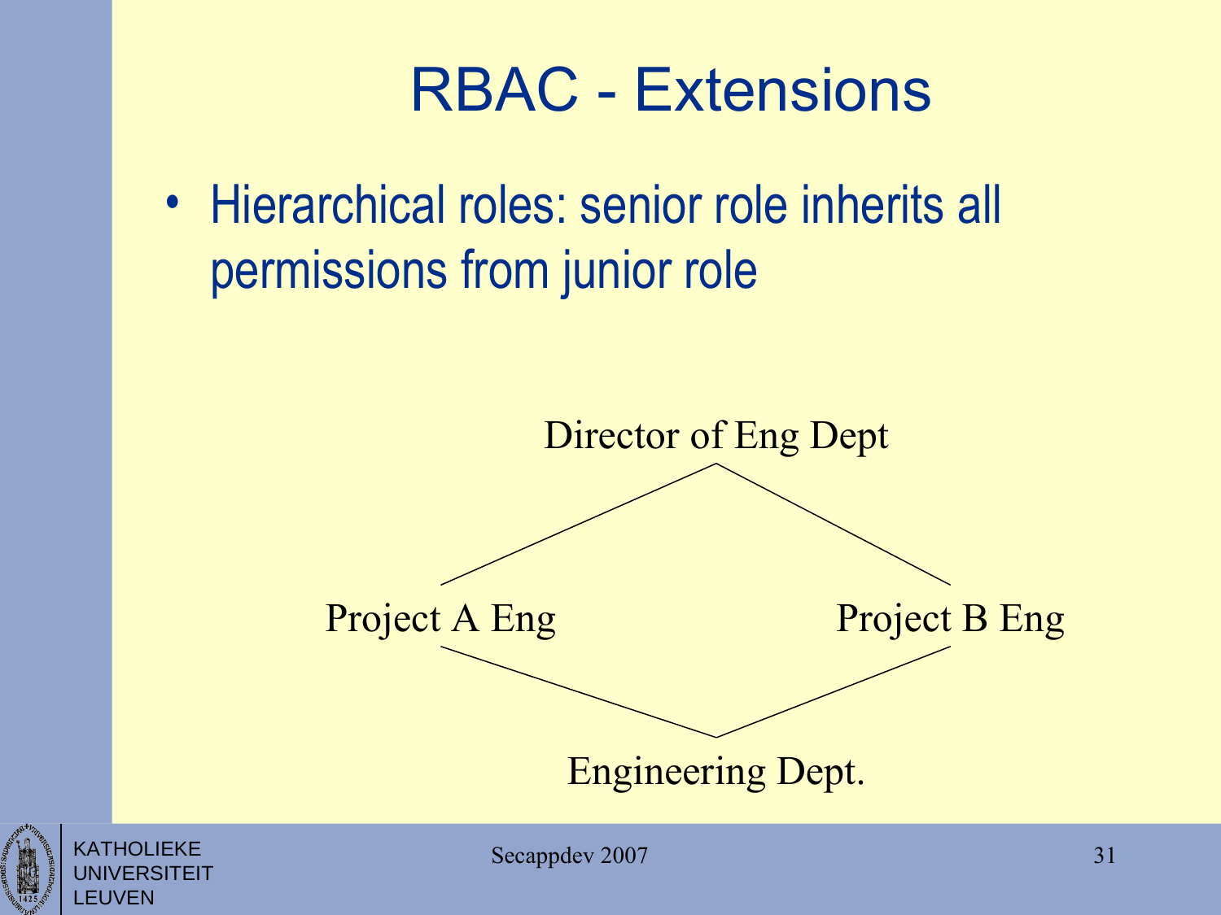# RBAC - Extensions

- Hierarchical roles: senior role inherits all permissions from junior role

Director of Eng Dept

Project A Eng

Project B Eng

Engineering Dept.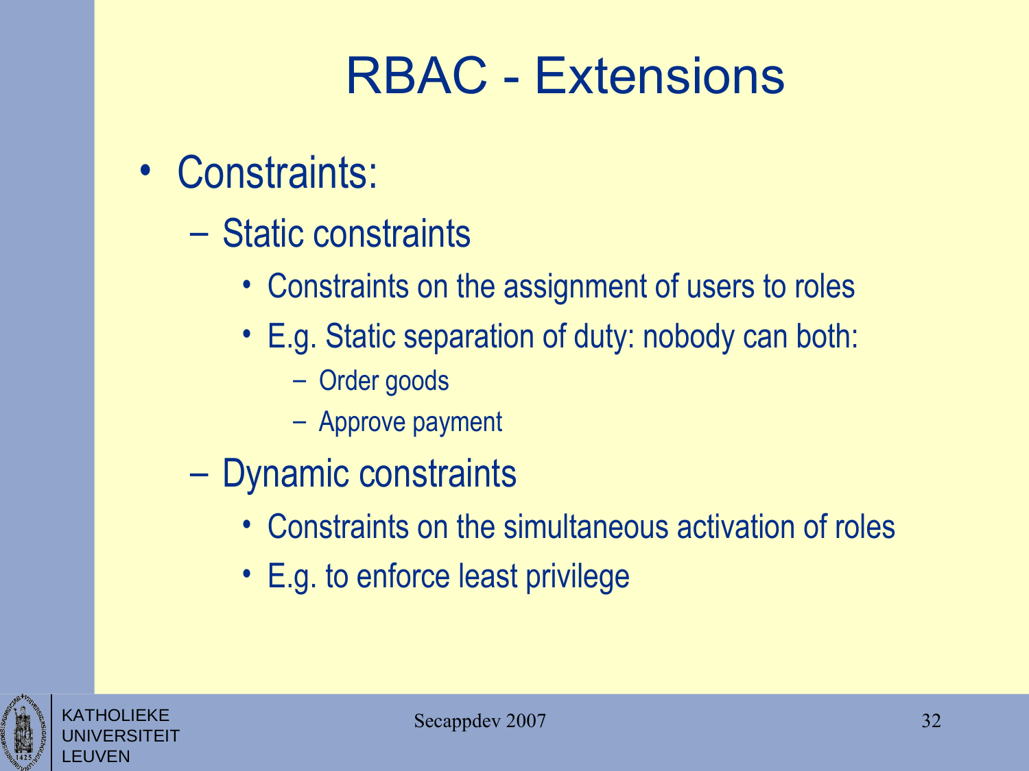# RBAC - Extensions

- Constraints:
  - Static constraints
    - Constraints on the assignment of users to roles
    - E.g. Static separation of duty: nobody can both:
      - Order goods
      - Approve payment
  - Dynamic constraints
    - Constraints on the simultaneous activation of roles
    - E.g. to enforce least privilege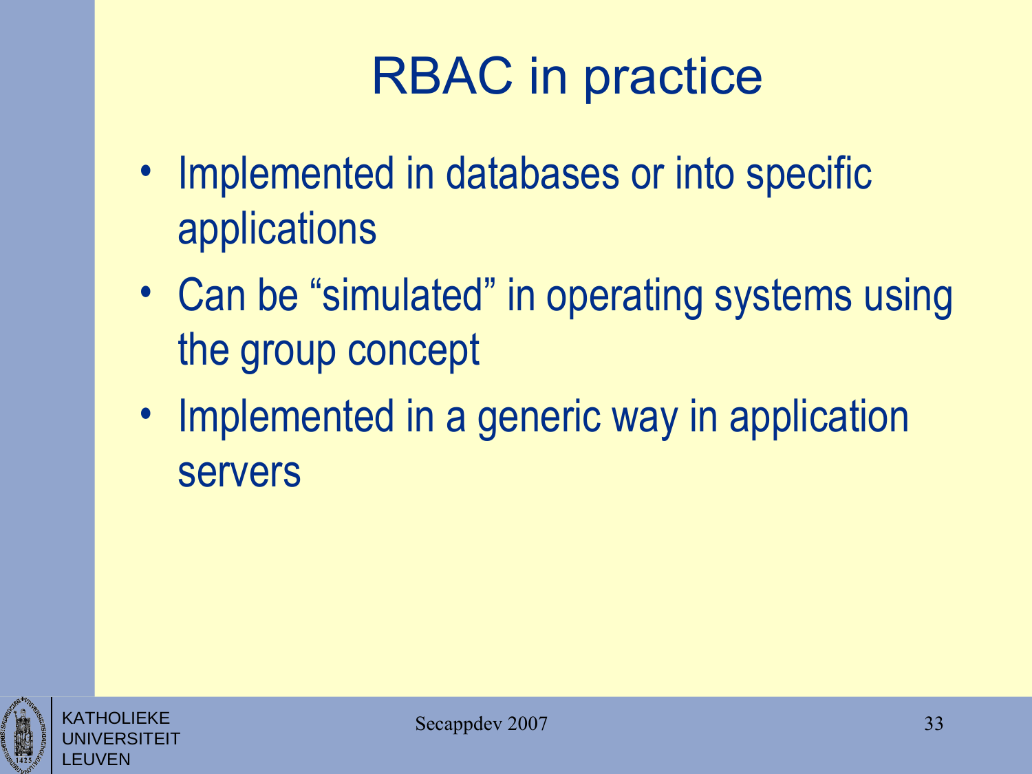# RBAC in practice

- Implemented in databases or into specific applications
- Can be "simulated" in operating systems using the group concept
- Implemented in a generic way in application servers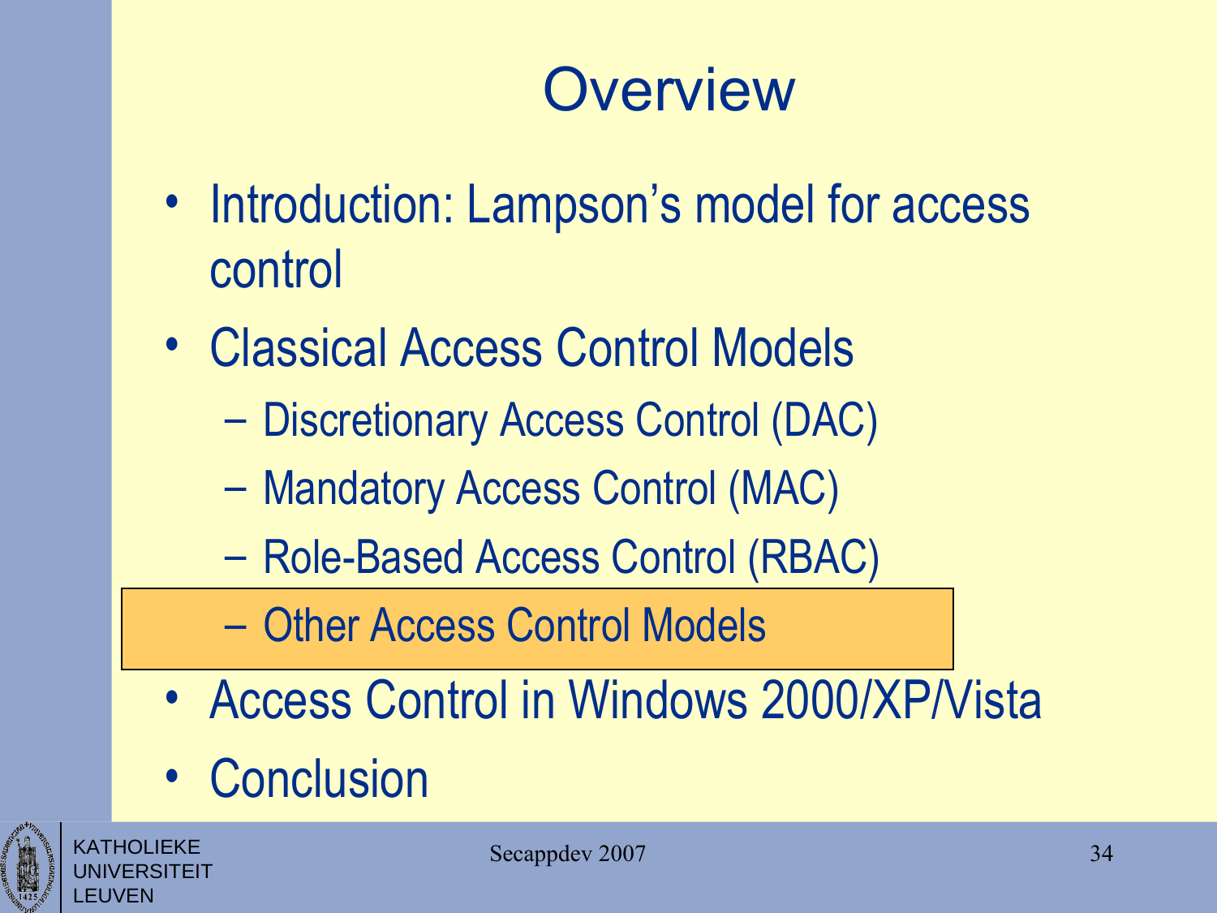# Overview

- Introduction: Lampson's model for access control
- Classical Access Control Models
  - Discretionary Access Control (DAC)
  - Mandatory Access Control (MAC)
  - Role-Based Access Control (RBAC)
  - Other Access Control Models
- Access Control in Windows 2000/XP/Vista
- Conclusion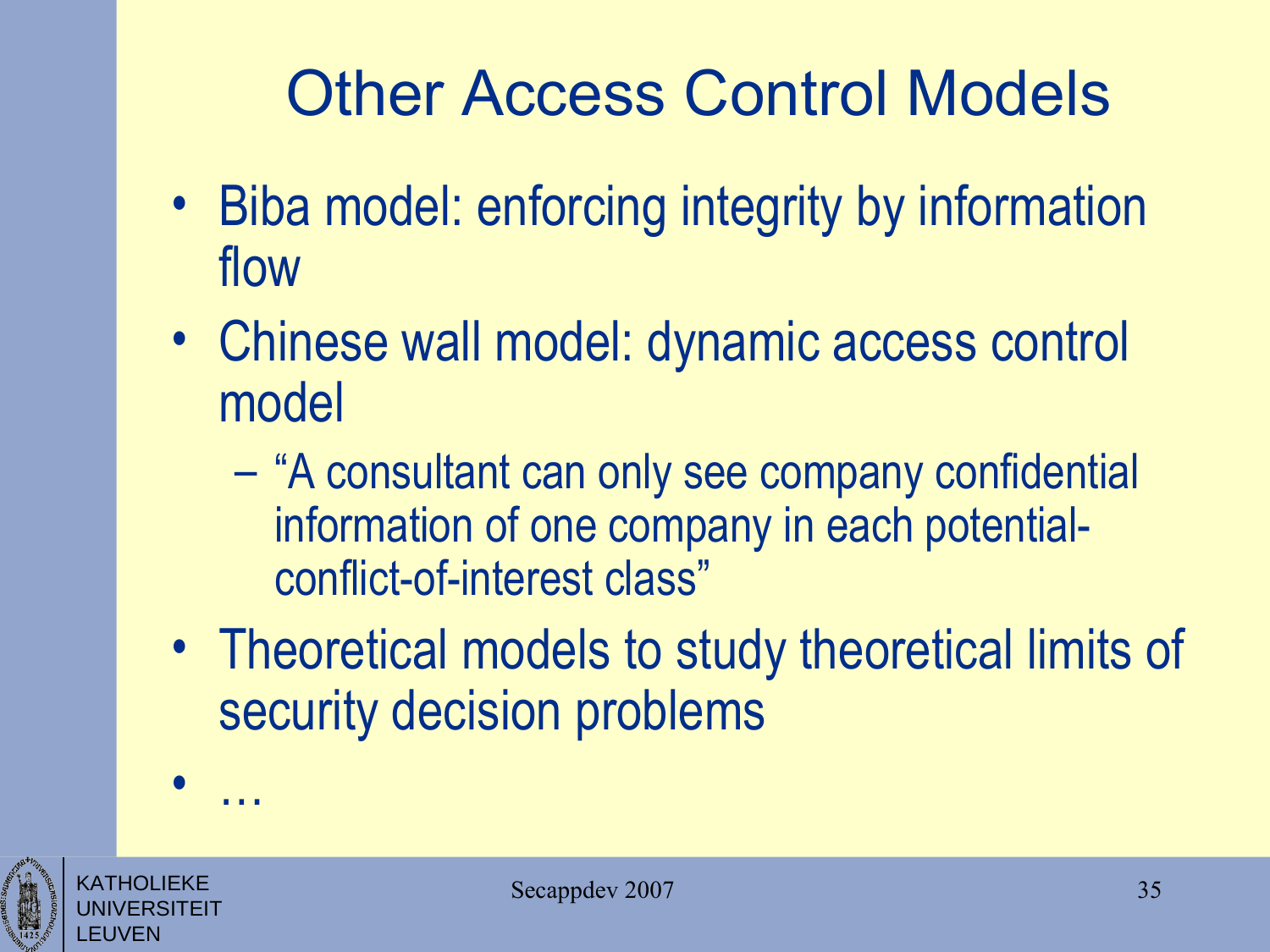# Other Access Control Models

- Biba model: enforcing integrity by information flow
- Chinese wall model: dynamic access control model
  - "A consultant can only see company confidential information of one company in each potential-conflict-of-interest class"
- Theoretical models to study theoretical limits of security decision problems
- …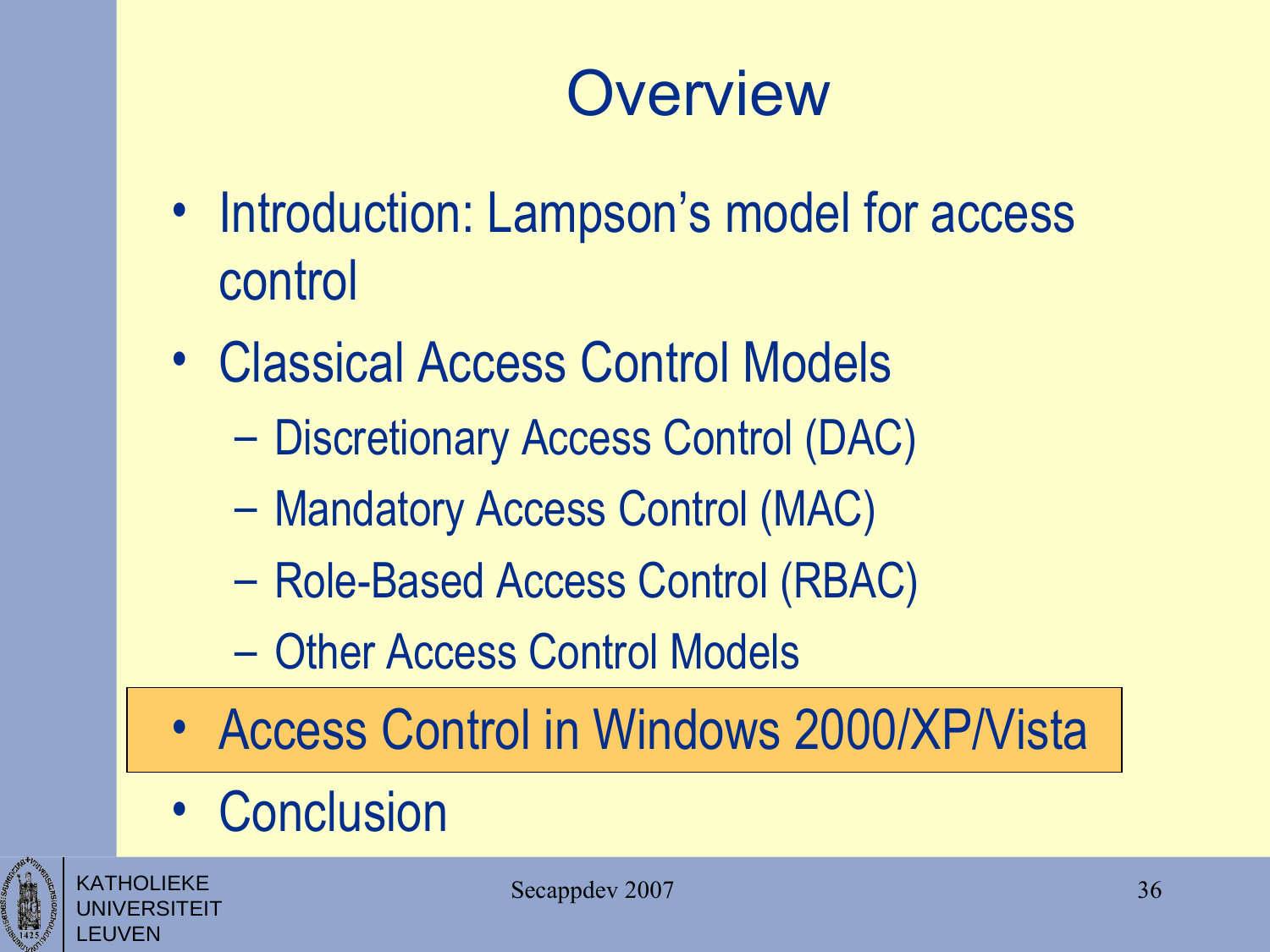# Overview

- Introduction: Lampson's model for access control
- Classical Access Control Models
  - Discretionary Access Control (DAC)
  - Mandatory Access Control (MAC)
  - Role-Based Access Control (RBAC)
  - Other Access Control Models
- **Access Control in Windows 2000/XP/Vista**
- Conclusion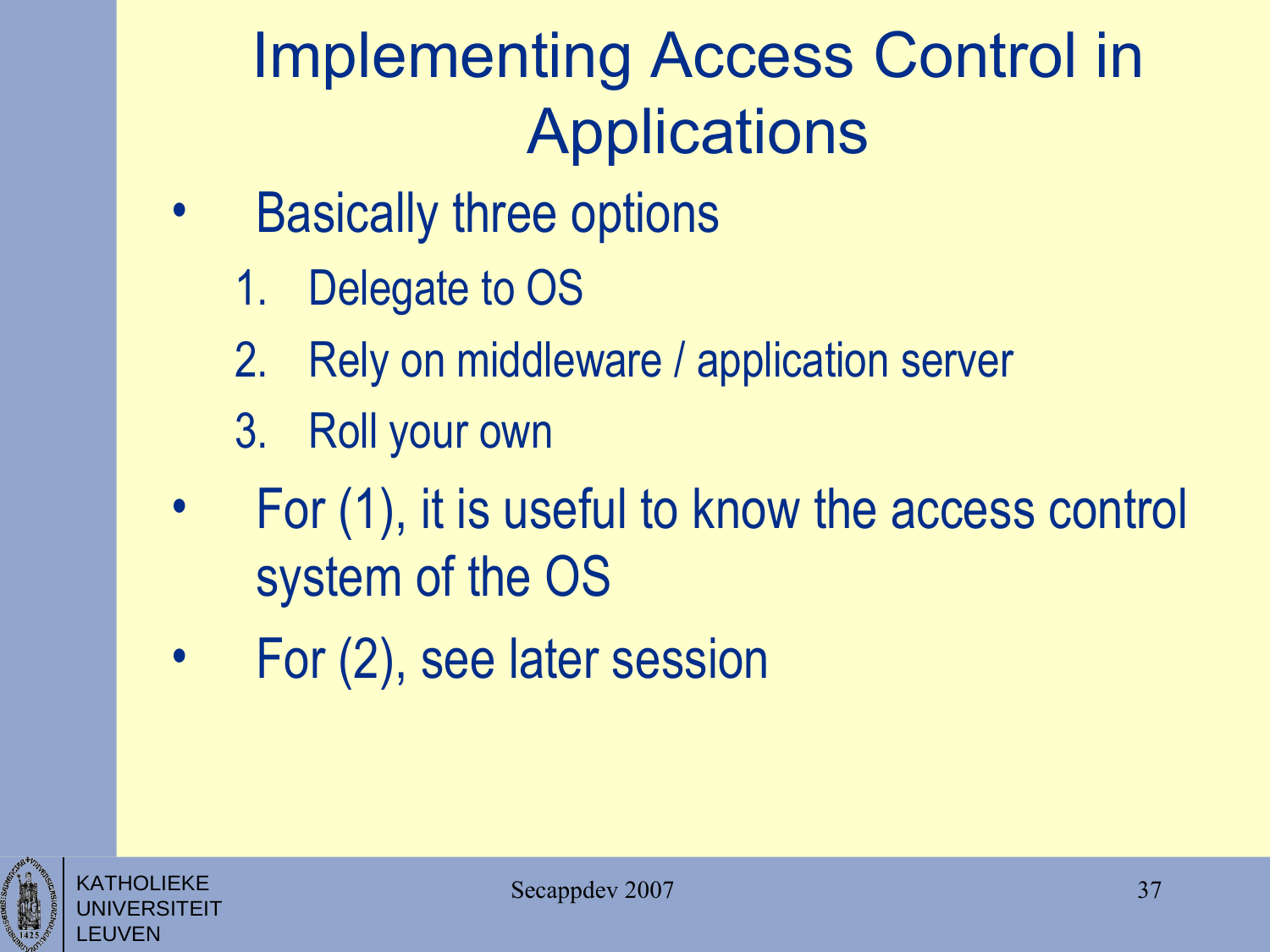# Implementing Access Control in Applications

- Basically three options
  1. Delegate to OS
  2. Rely on middleware / application server
  3. Roll your own
- For (1), it is useful to know the access control system of the OS
- For (2), see later session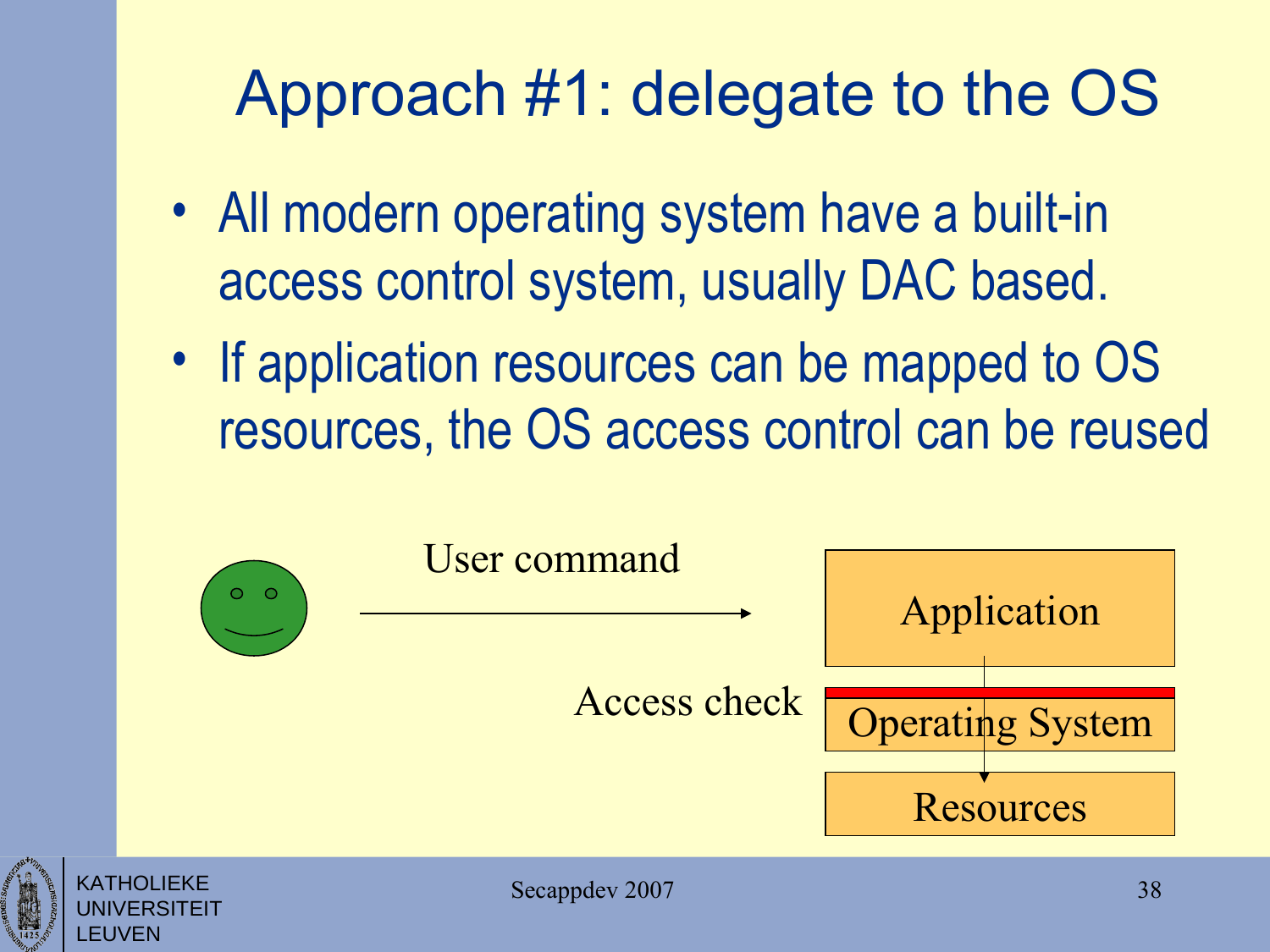# Approach #1: delegate to the OS

- All modern operating system have a built-in access control system, usually DAC based.
- If application resources can be mapped to OS resources, the OS access control can be reused

User command

Application

Access check

Operating System

Resources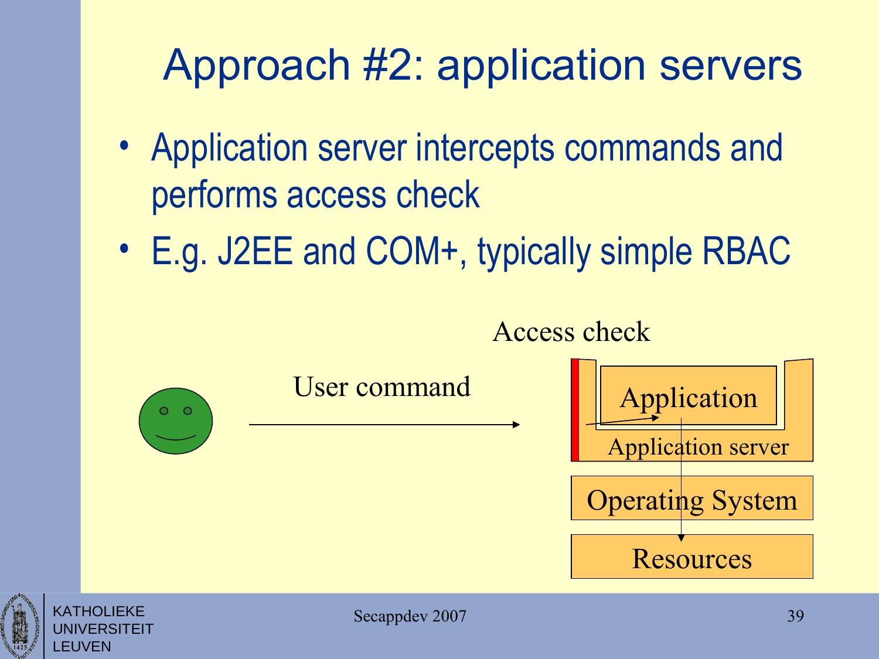# Approach #2: application servers

- Application server intercepts commands and performs access check
- E.g. J2EE and COM+, typically simple RBAC

Access check

User command

Application

Application server

Operating System

Resources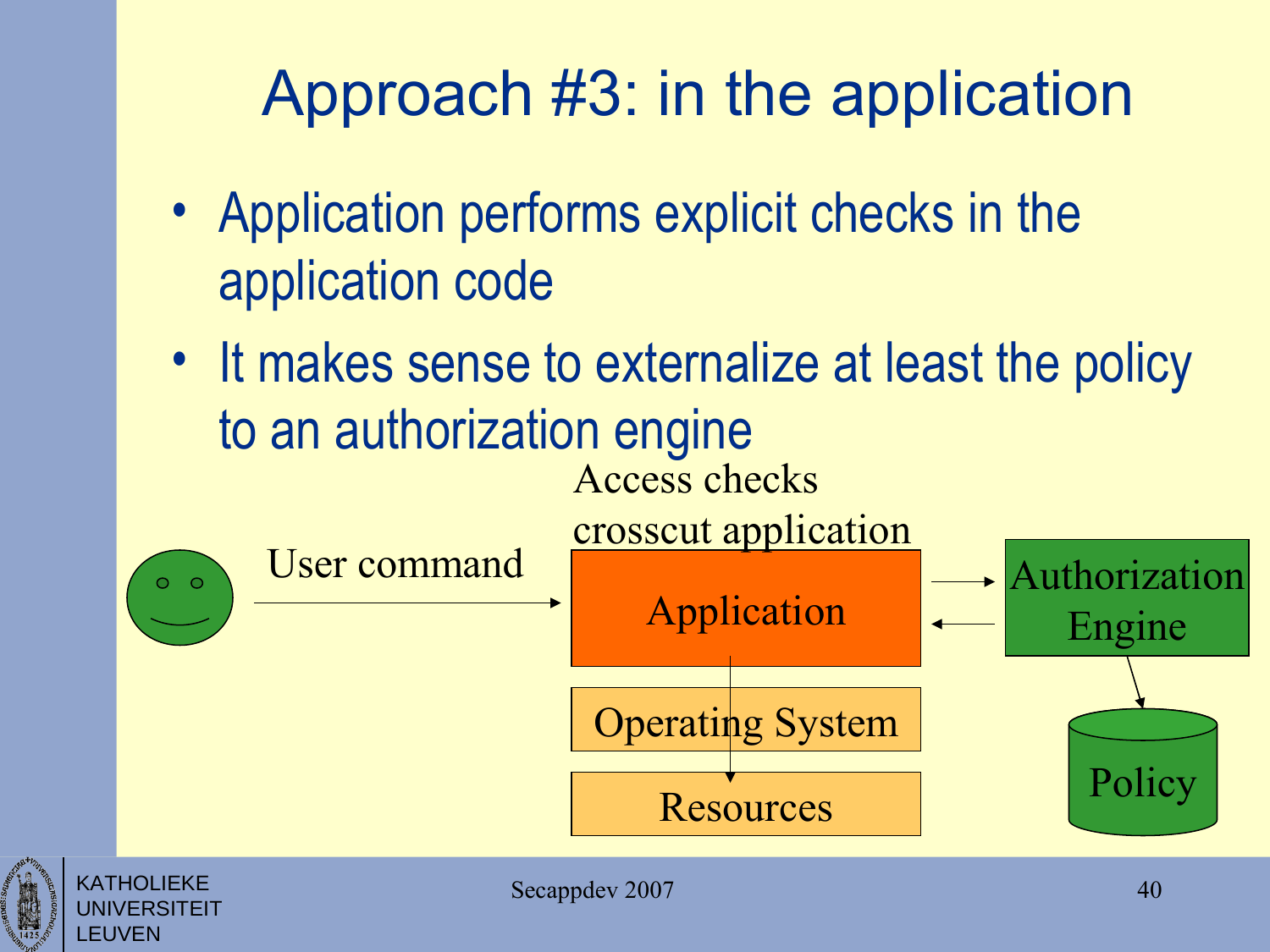# Approach #3: in the application

- Application performs explicit checks in the application code
- It makes sense to externalize at least the policy to an authorization engine

Access checks crosscut application

User command

Application

Authorization Engine

Operating System

Resources

Policy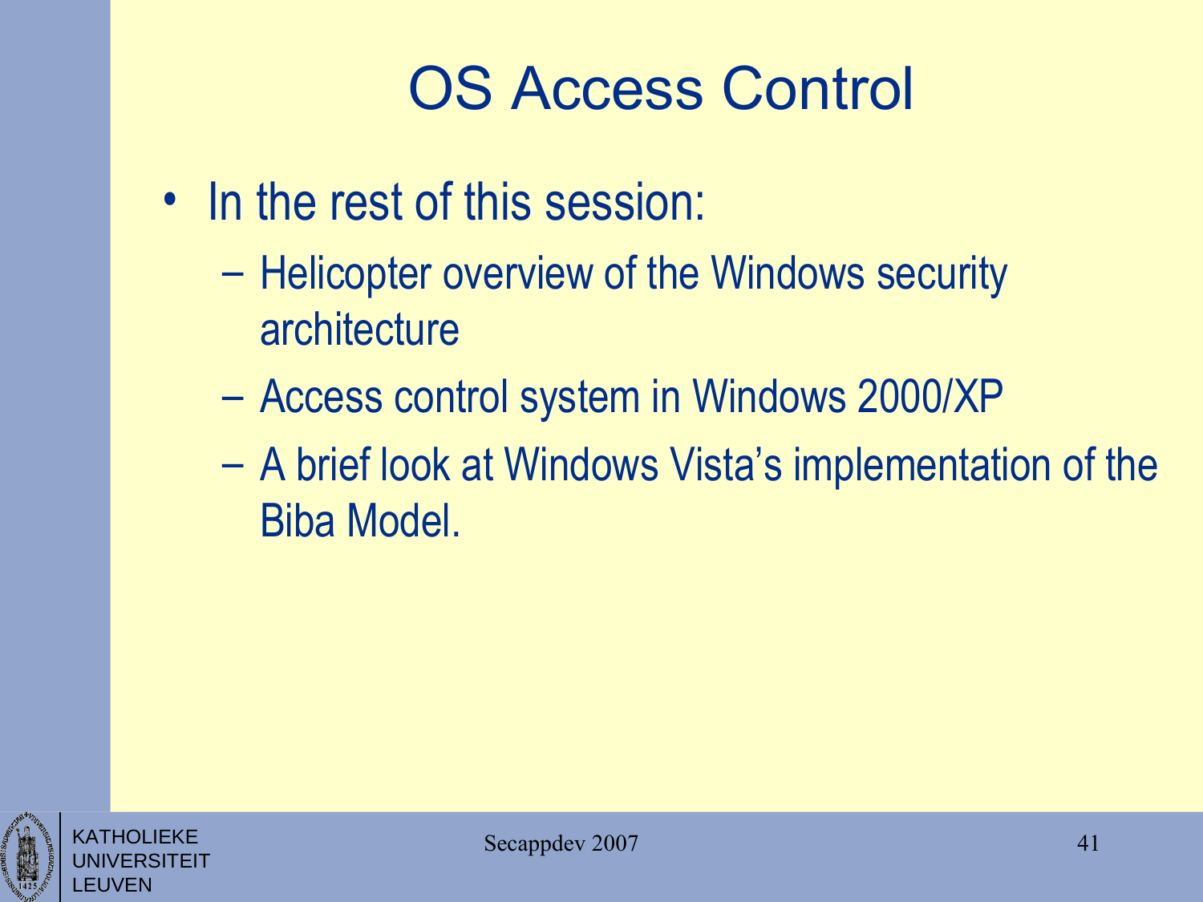# OS Access Control

- In the rest of this session:
  - Helicopter overview of the Windows security architecture
  - Access control system in Windows 2000/XP
  - A brief look at Windows Vista's implementation of the Biba Model.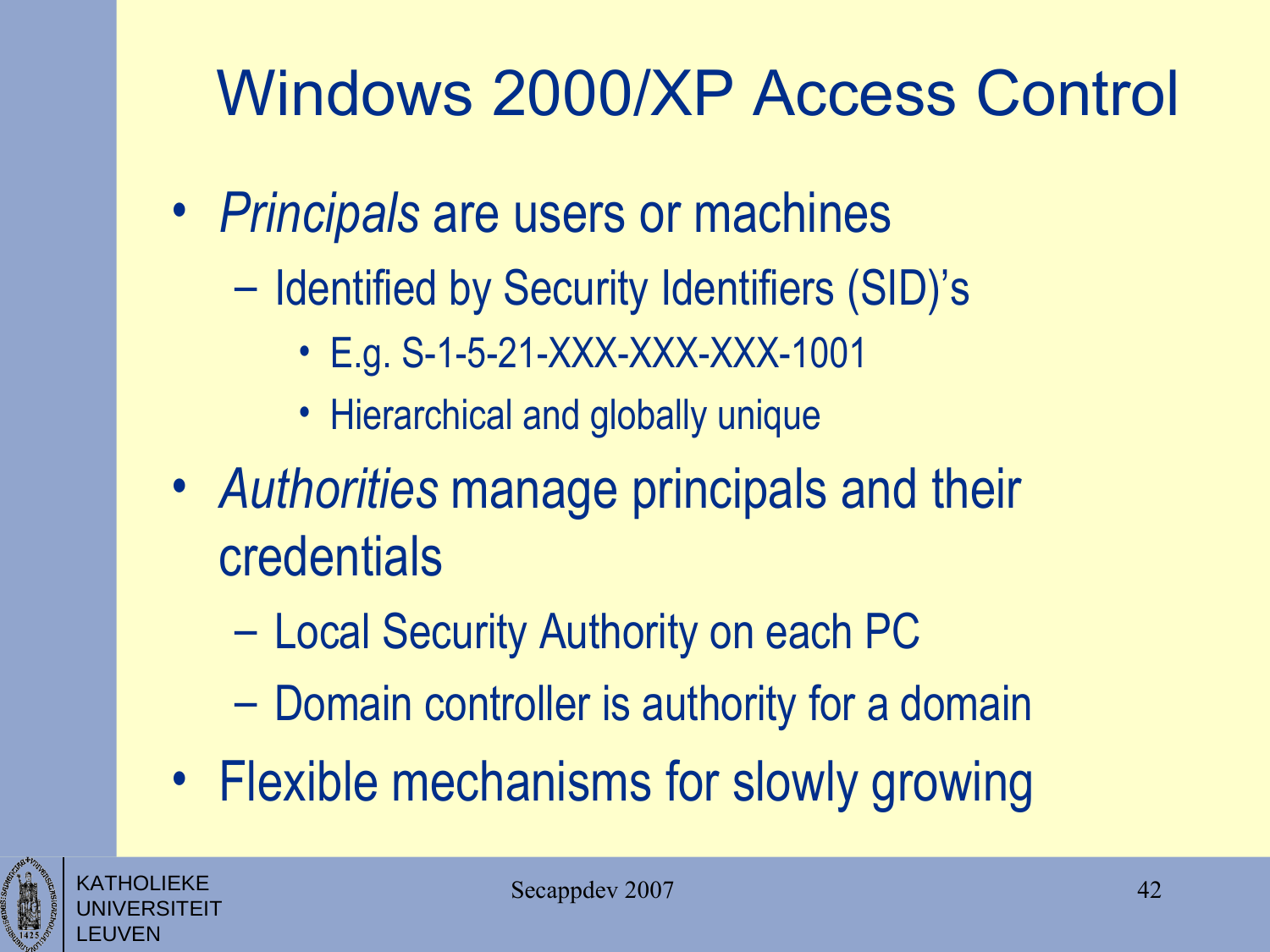# Windows 2000/XP Access Control

- *Principals* are users or machines
  - Identified by Security Identifiers (SID)'s
    - E.g. S-1-5-21-XXX-XXX-XXX-1001
    - Hierarchical and globally unique
- *Authorities* manage principals and their credentials
  - Local Security Authority on each PC
  - Domain controller is authority for a domain
- Flexible mechanisms for slowly growing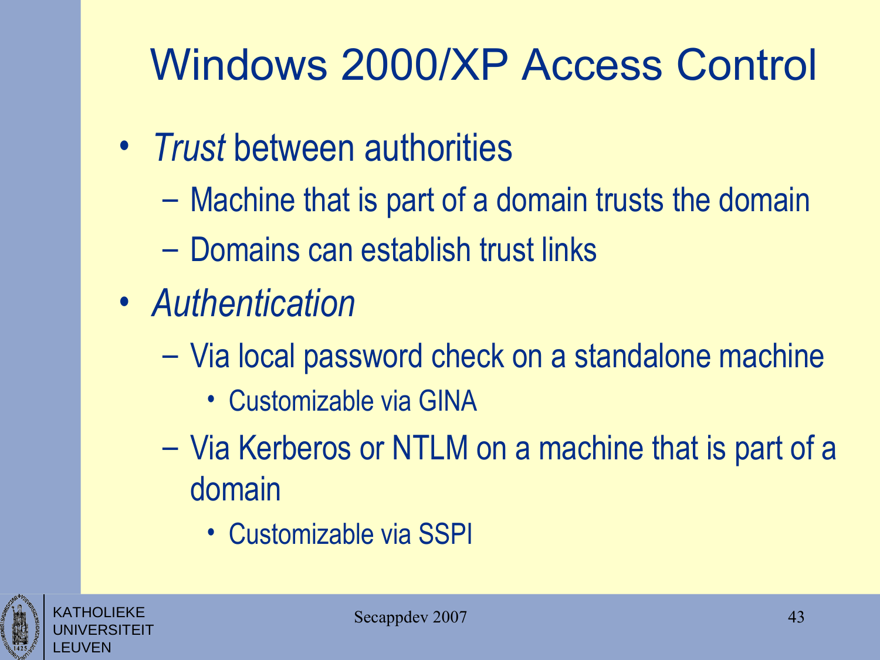# Windows 2000/XP Access Control

- *Trust* between authorities
  - Machine that is part of a domain trusts the domain
  - Domains can establish trust links
- *Authentication*
  - Via local password check on a standalone machine
    - Customizable via GINA
  - Via Kerberos or NTLM on a machine that is part of a domain
    - Customizable via SSPI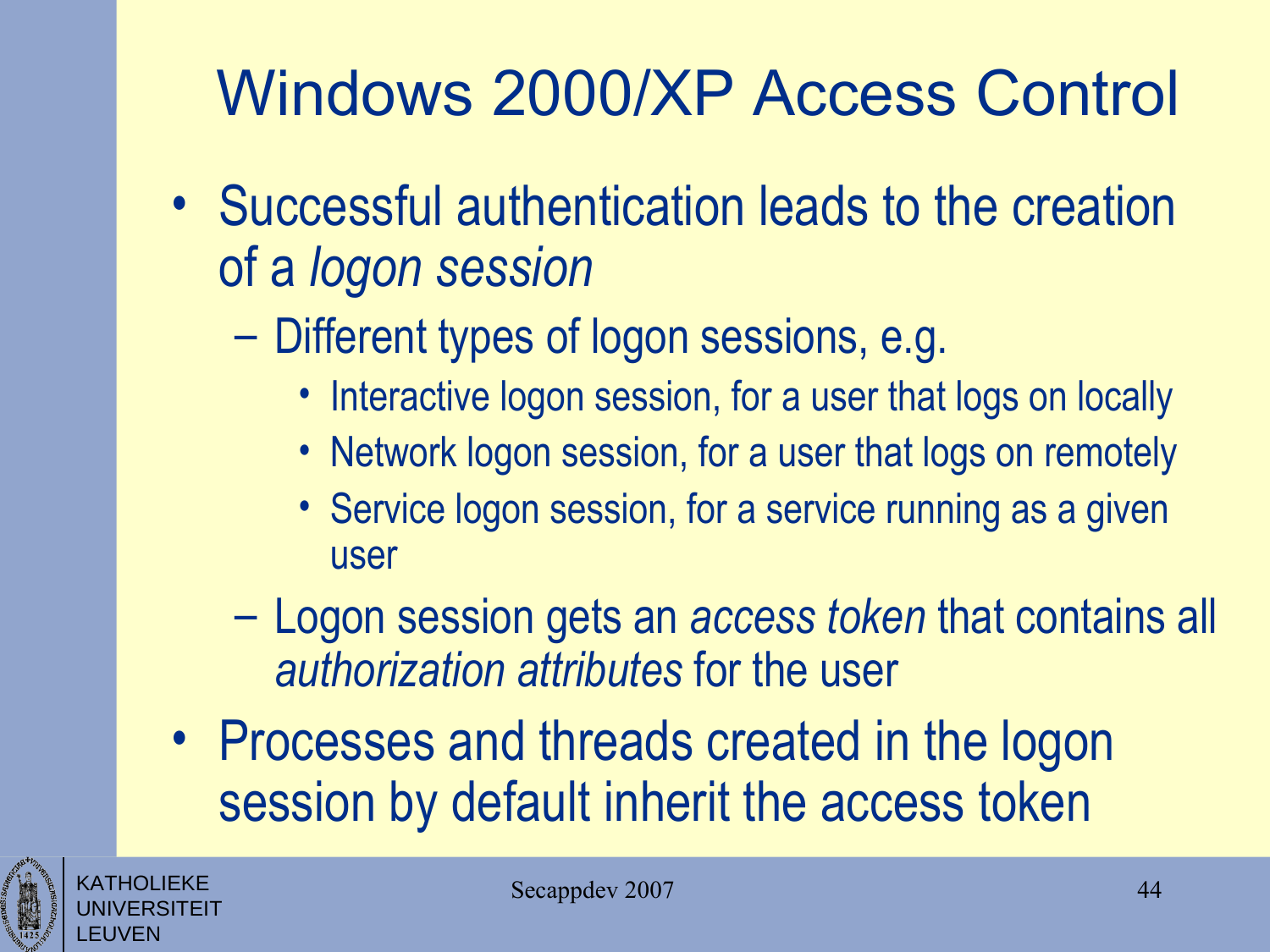# Windows 2000/XP Access Control

- Successful authentication leads to the creation of a *logon session*
  - Different types of logon sessions, e.g.
    - Interactive logon session, for a user that logs on locally
    - Network logon session, for a user that logs on remotely
    - Service logon session, for a service running as a given user
  - Logon session gets an *access token* that contains all *authorization attributes* for the user
- Processes and threads created in the logon session by default inherit the access token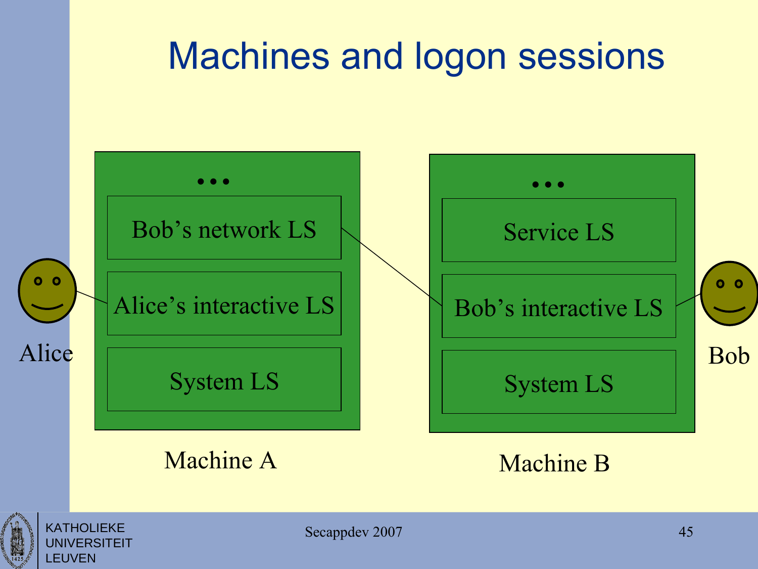# Machines and logon sessions

Machine A:
- …
- Bob's network LS
- Alice's interactive LS
- System LS

Machine B:
- …
- Service LS
- Bob's interactive LS
- System LS

Alice

Bob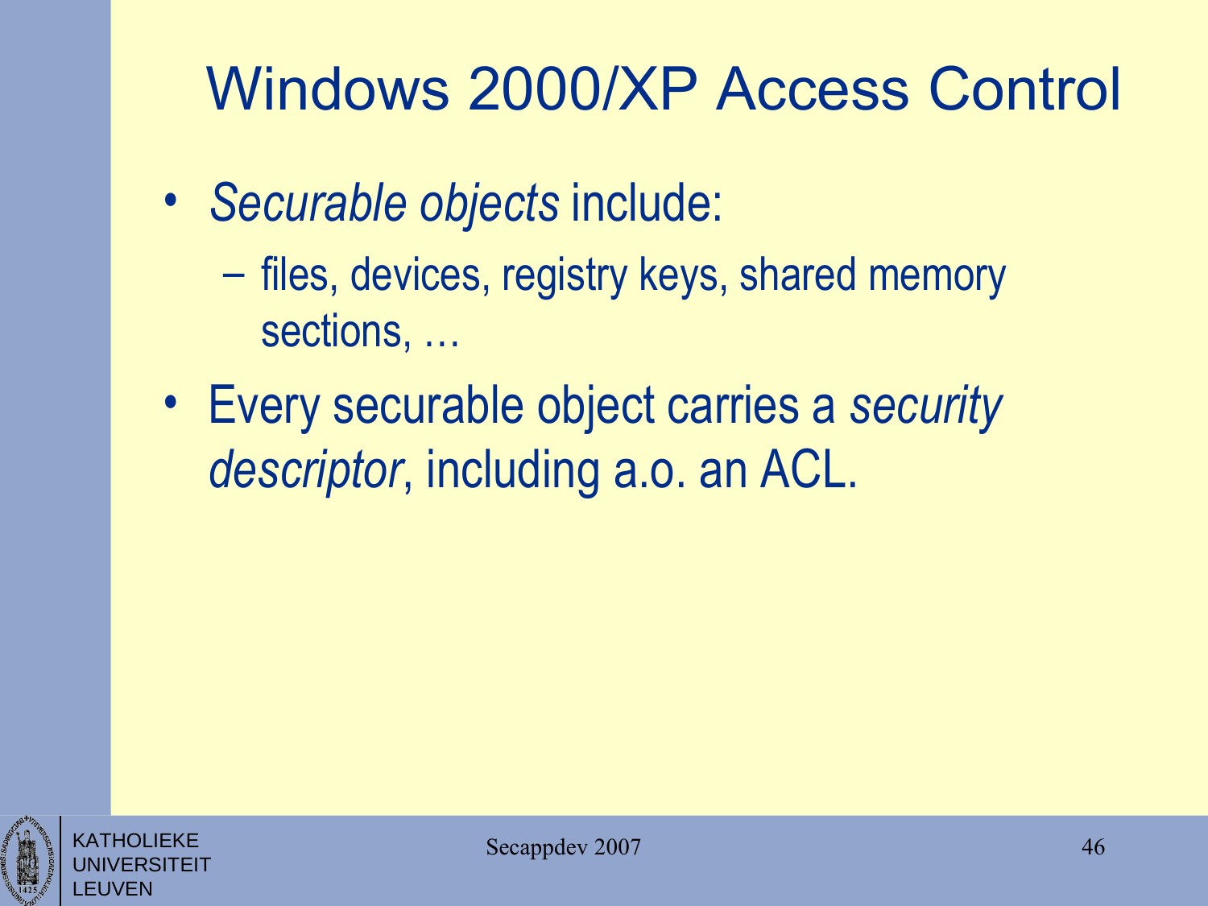# Windows 2000/XP Access Control

- *Securable objects* include:
  - files, devices, registry keys, shared memory sections, …
- Every securable object carries a *security descriptor*, including a.o. an ACL.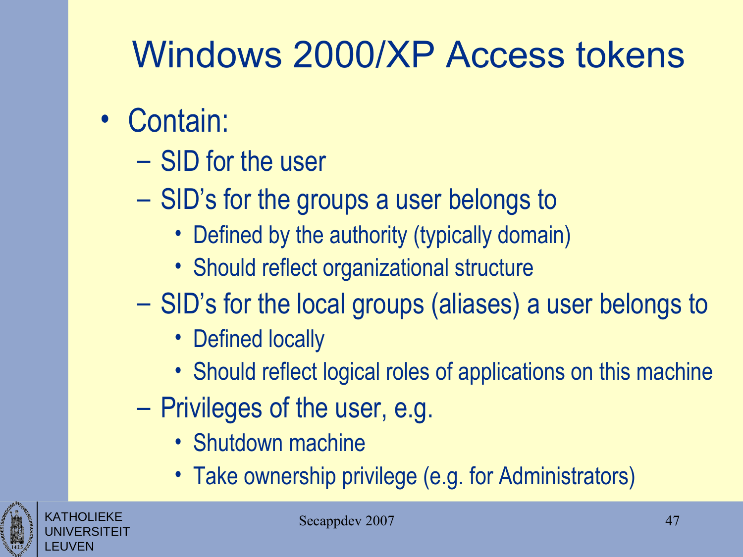# Windows 2000/XP Access tokens

- Contain:
  - SID for the user
  - SID's for the groups a user belongs to
    - Defined by the authority (typically domain)
    - Should reflect organizational structure
  - SID's for the local groups (aliases) a user belongs to
    - Defined locally
    - Should reflect logical roles of applications on this machine
  - Privileges of the user, e.g.
    - Shutdown machine
    - Take ownership privilege (e.g. for Administrators)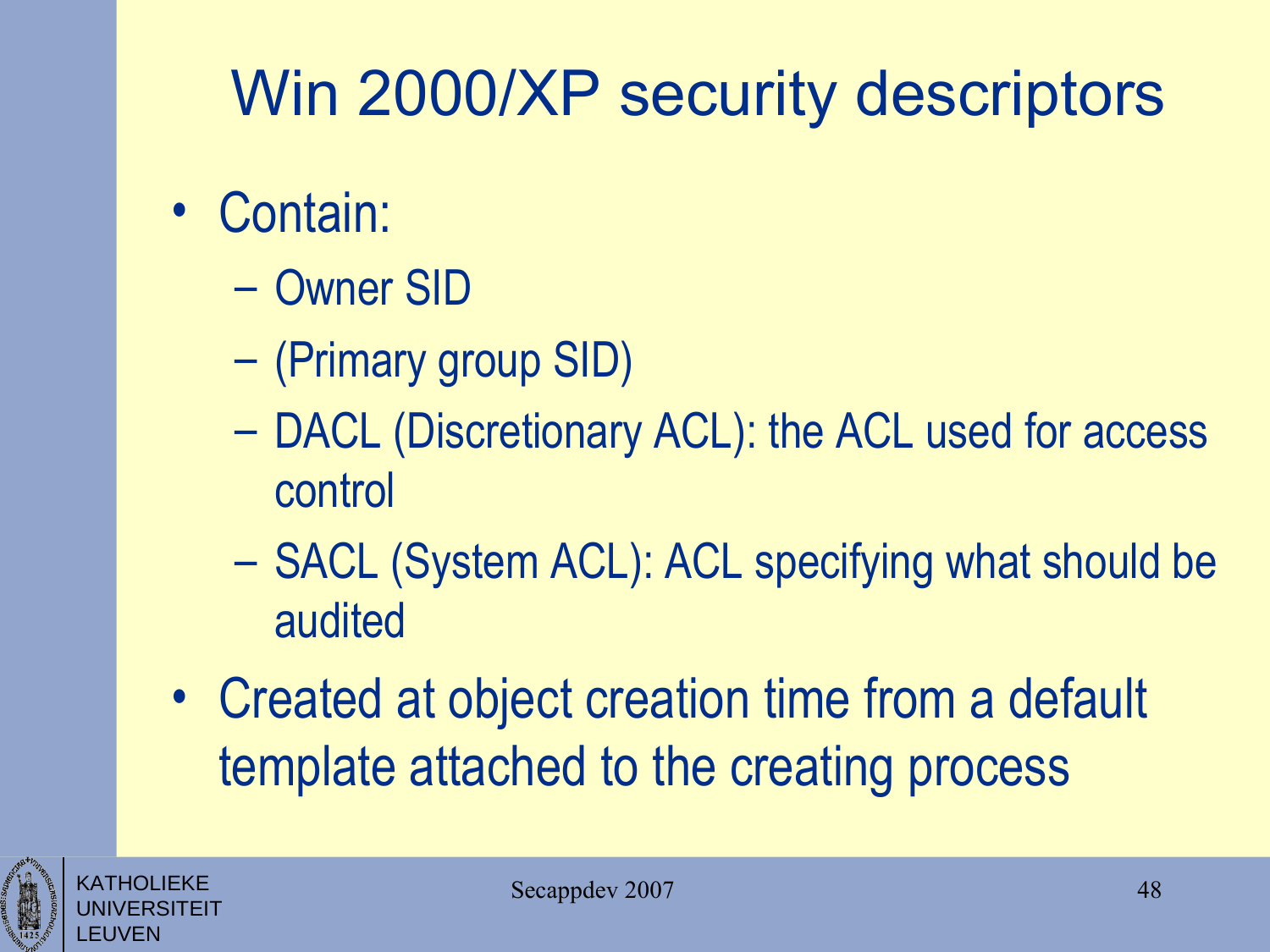# Win 2000/XP security descriptors

- Contain:
  - Owner SID
  - (Primary group SID)
  - DACL (Discretionary ACL): the ACL used for access control
  - SACL (System ACL): ACL specifying what should be audited
- Created at object creation time from a default template attached to the creating process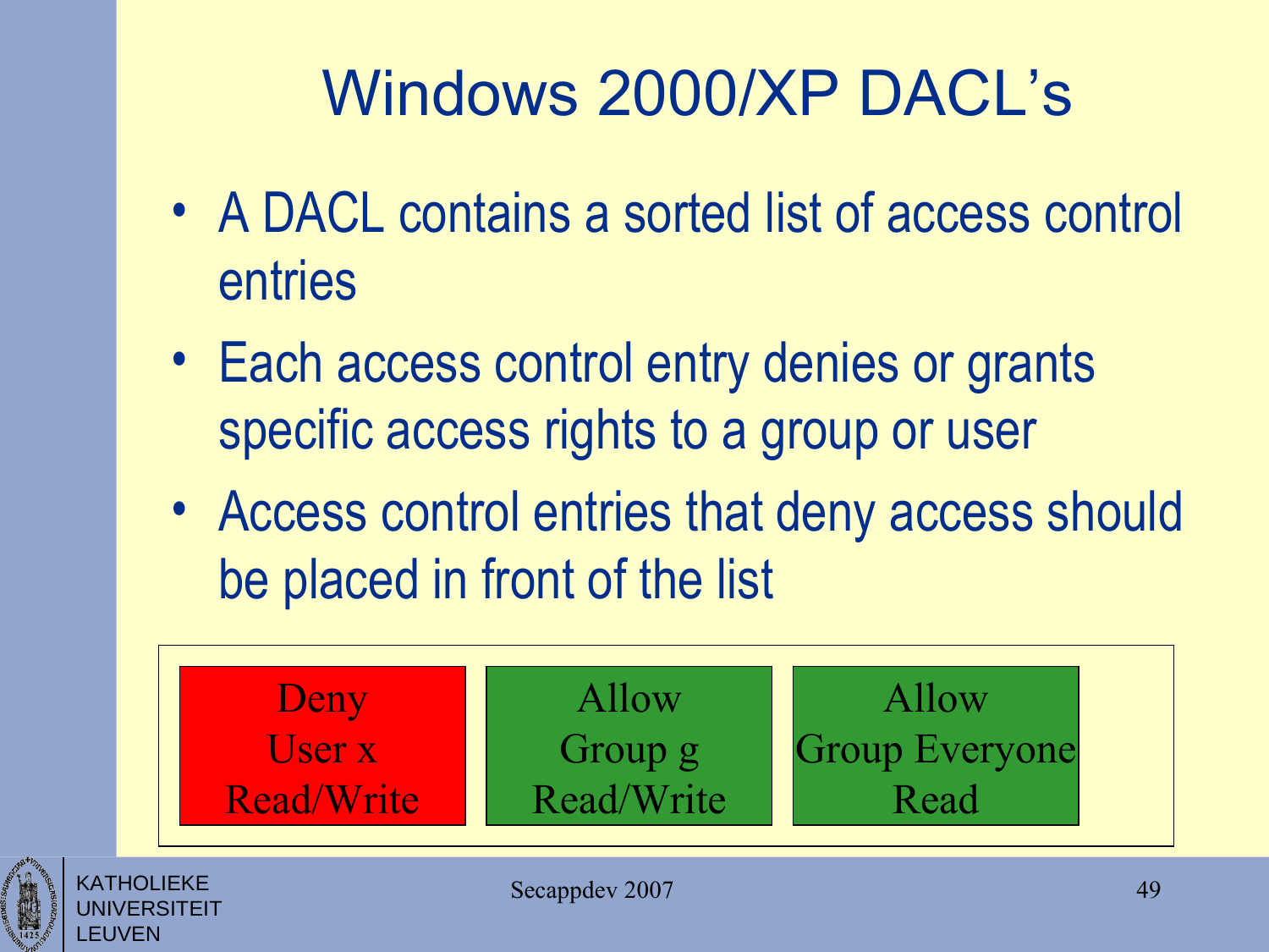# Windows 2000/XP DACL's

- A DACL contains a sorted list of access control entries
- Each access control entry denies or grants specific access rights to a group or user
- Access control entries that deny access should be placed in front of the list

| Deny User x Read/Write | Allow Group g Read/Write | Allow Group Everyone Read |
|---|---|---|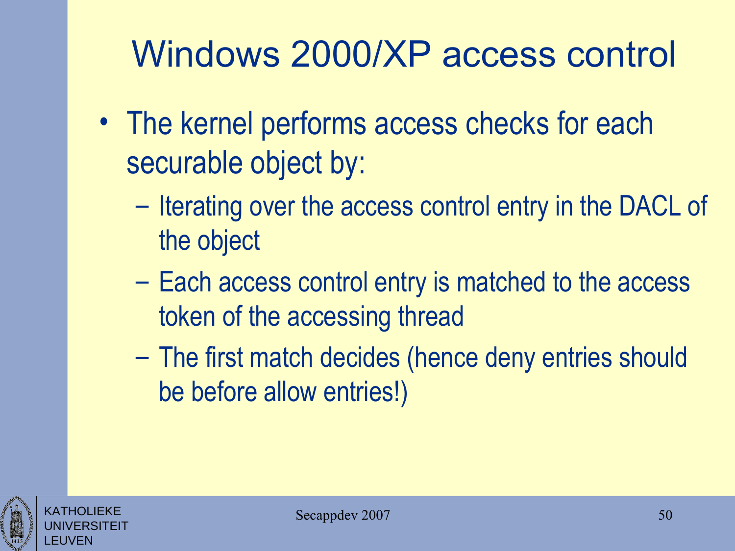# Windows 2000/XP access control

- The kernel performs access checks for each securable object by:
  - Iterating over the access control entry in the DACL of the object
  - Each access control entry is matched to the access token of the accessing thread
  - The first match decides (hence deny entries should be before allow entries!)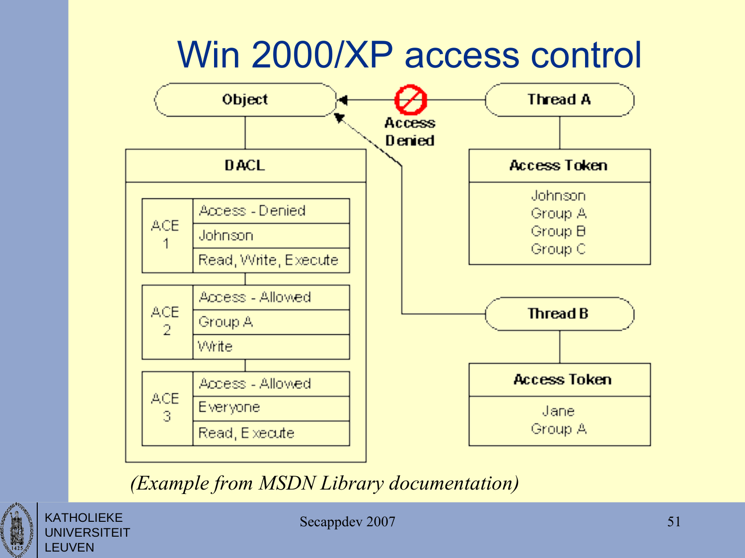# Win 2000/XP access control

Object

DACL

| | | |
|---|---|---|
| ACE 1 | Access - Denied | |
| | Johnson | |
| | Read, Write, Execute | |
| ACE 2 | Access - Allowed | |
| | Group A | |
| | Write | |
| ACE 3 | Access - Allowed | |
| | Everyone | |
| | Read, Execute | |

Access Denied

Thread A

Access Token

Johnson
Group A
Group B
Group C

Thread B

Access Token

Jane
Group A

*(Example from MSDN Library documentation)*

KATHOLIEKE UNIVERSITEIT LEUVEN

Secappdev 2007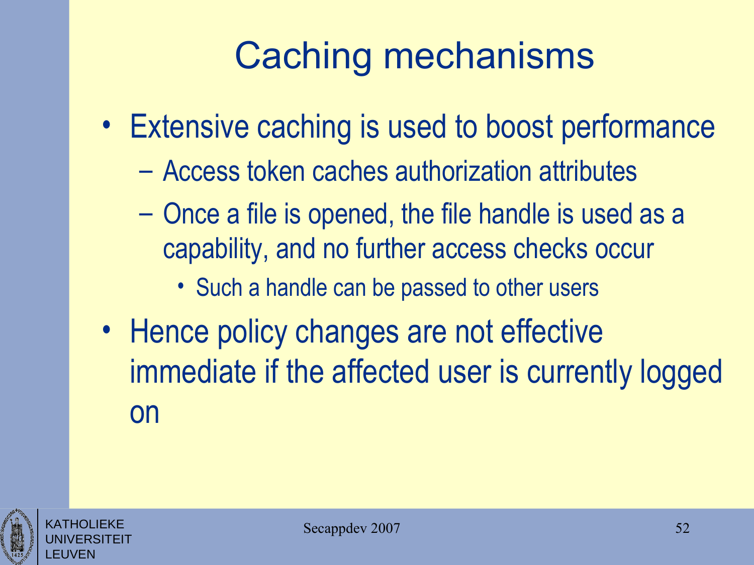# Caching mechanisms

- Extensive caching is used to boost performance
  - Access token caches authorization attributes
  - Once a file is opened, the file handle is used as a capability, and no further access checks occur
    - Such a handle can be passed to other users
- Hence policy changes are not effective immediate if the affected user is currently logged on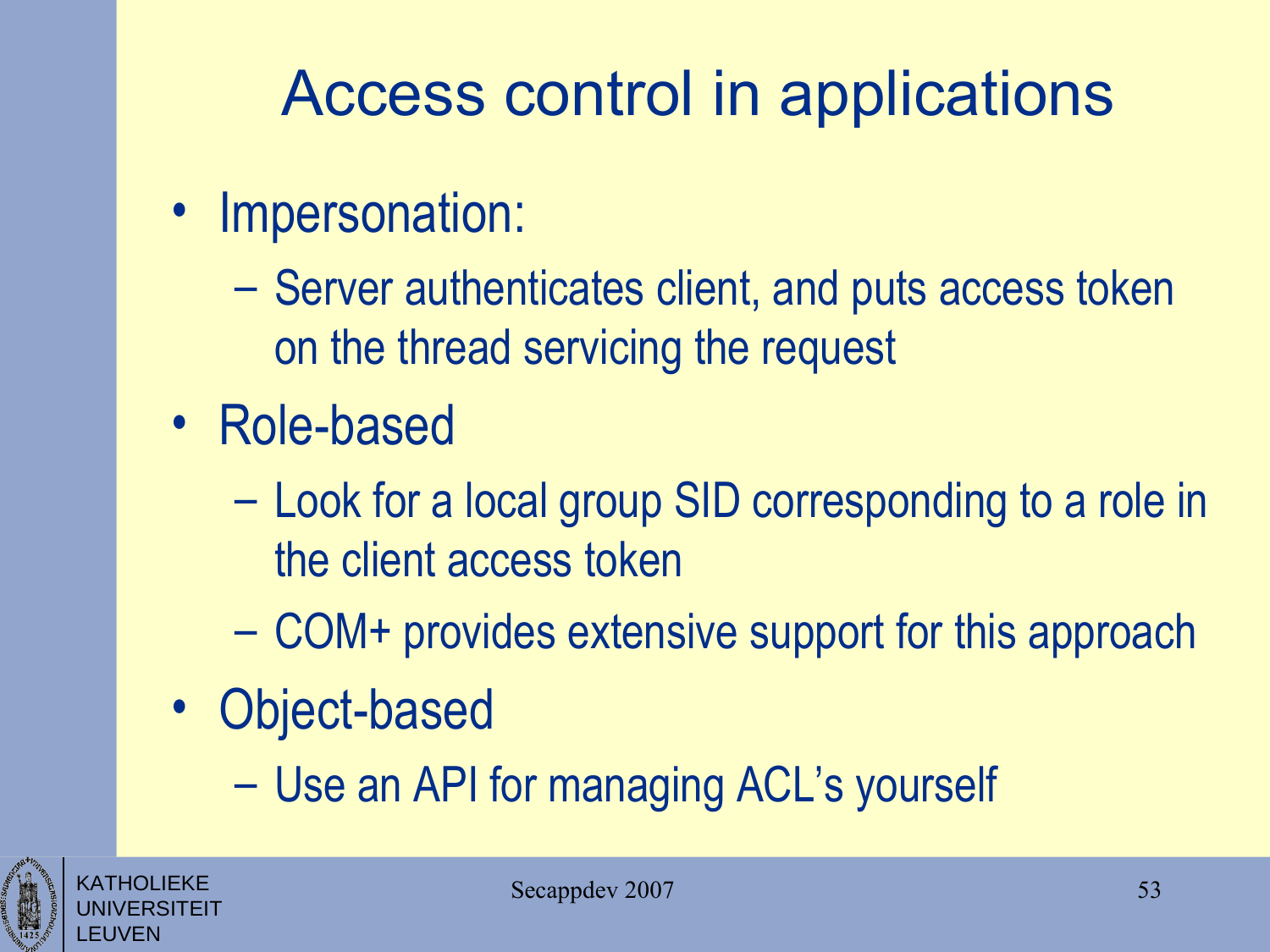# Access control in applications

- Impersonation:
  - Server authenticates client, and puts access token on the thread servicing the request
- Role-based
  - Look for a local group SID corresponding to a role in the client access token
  - COM+ provides extensive support for this approach
- Object-based
  - Use an API for managing ACL's yourself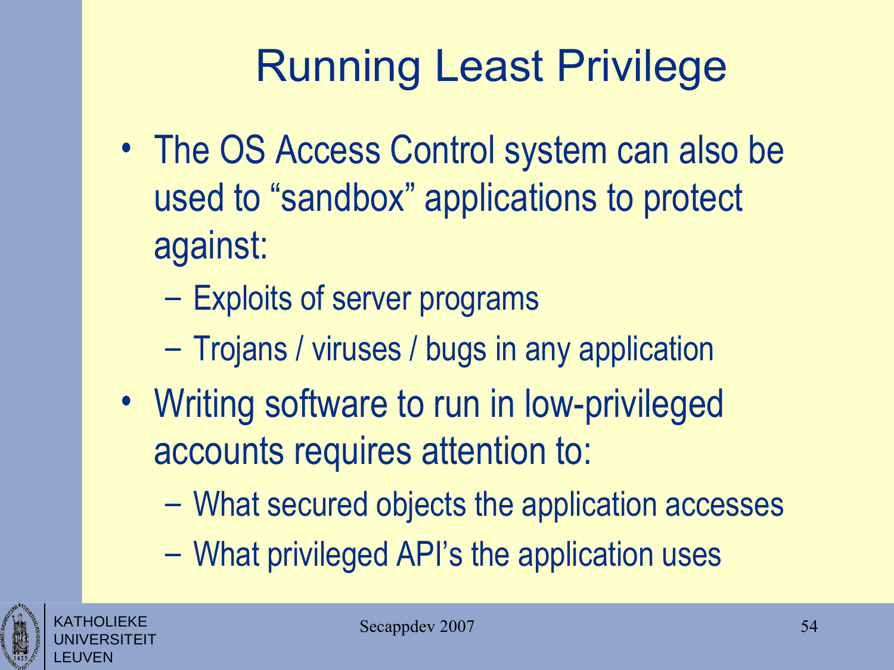# Running Least Privilege

- The OS Access Control system can also be used to “sandbox” applications to protect against:
  - Exploits of server programs
  - Trojans / viruses / bugs in any application
- Writing software to run in low-privileged accounts requires attention to:
  - What secured objects the application accesses
  - What privileged API’s the application uses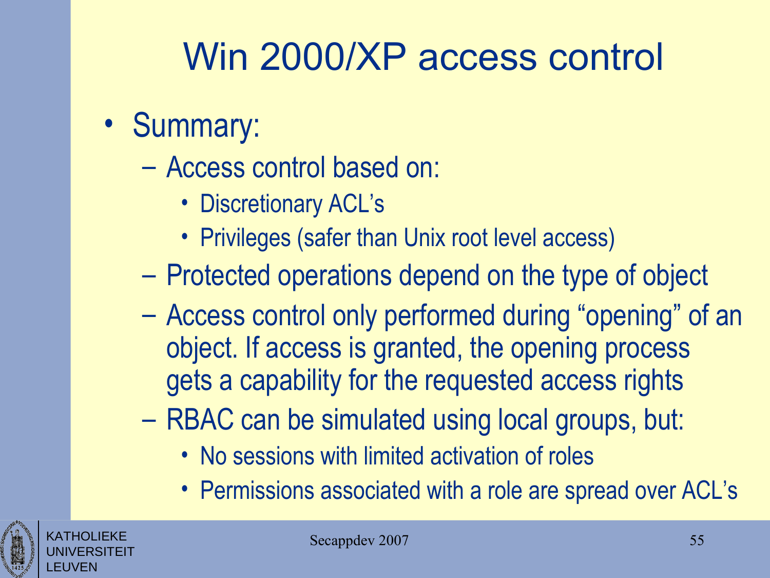# Win 2000/XP access control

- Summary:
  - Access control based on:
    - Discretionary ACL's
    - Privileges (safer than Unix root level access)
  - Protected operations depend on the type of object
  - Access control only performed during "opening" of an object. If access is granted, the opening process gets a capability for the requested access rights
  - RBAC can be simulated using local groups, but:
    - No sessions with limited activation of roles
    - Permissions associated with a role are spread over ACL's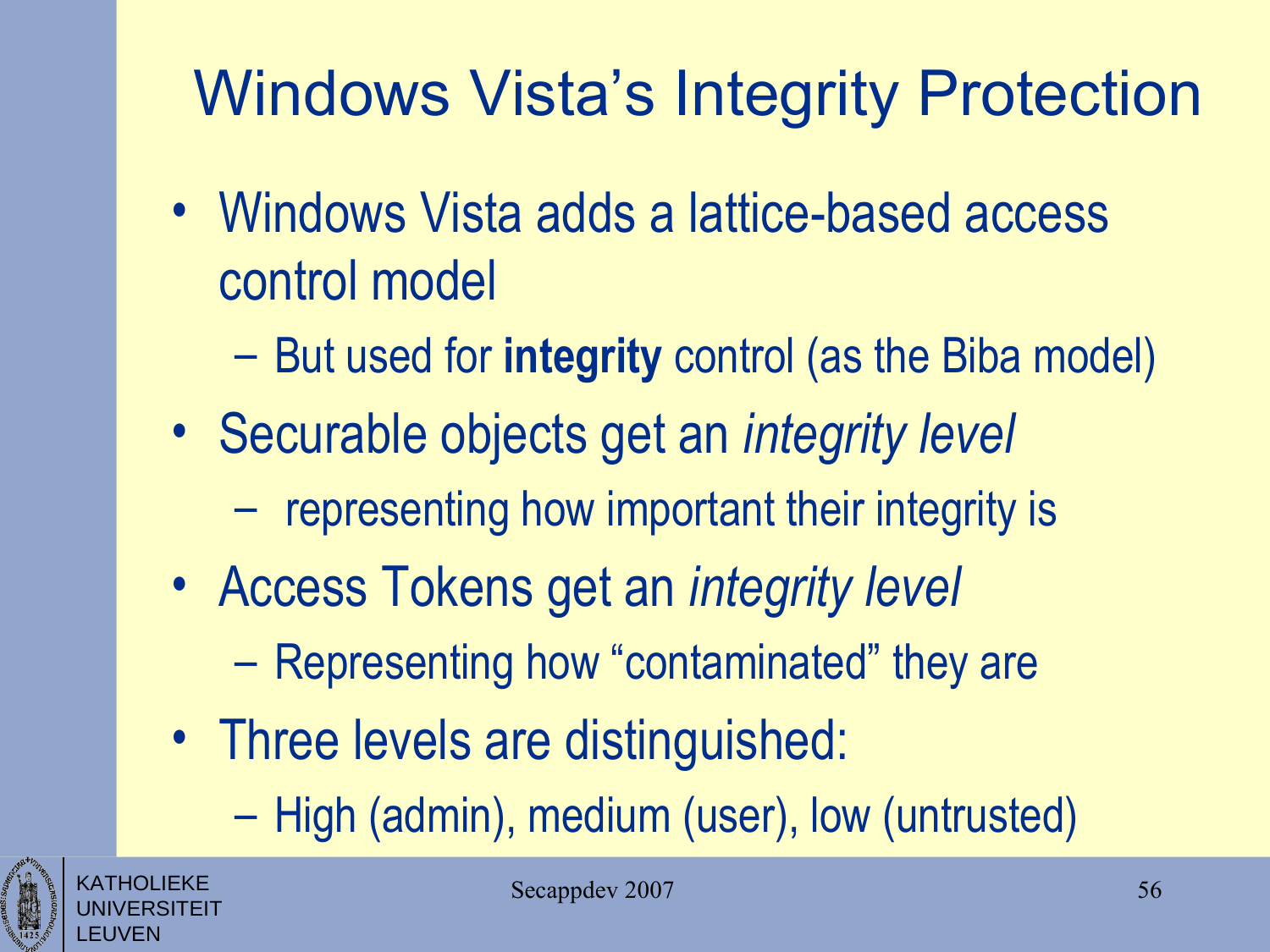# Windows Vista's Integrity Protection

- Windows Vista adds a lattice-based access control model
  - But used for **integrity** control (as the Biba model)
- Securable objects get an *integrity level*
  - representing how important their integrity is
- Access Tokens get an *integrity level*
  - Representing how "contaminated" they are
- Three levels are distinguished:
  - High (admin), medium (user), low (untrusted)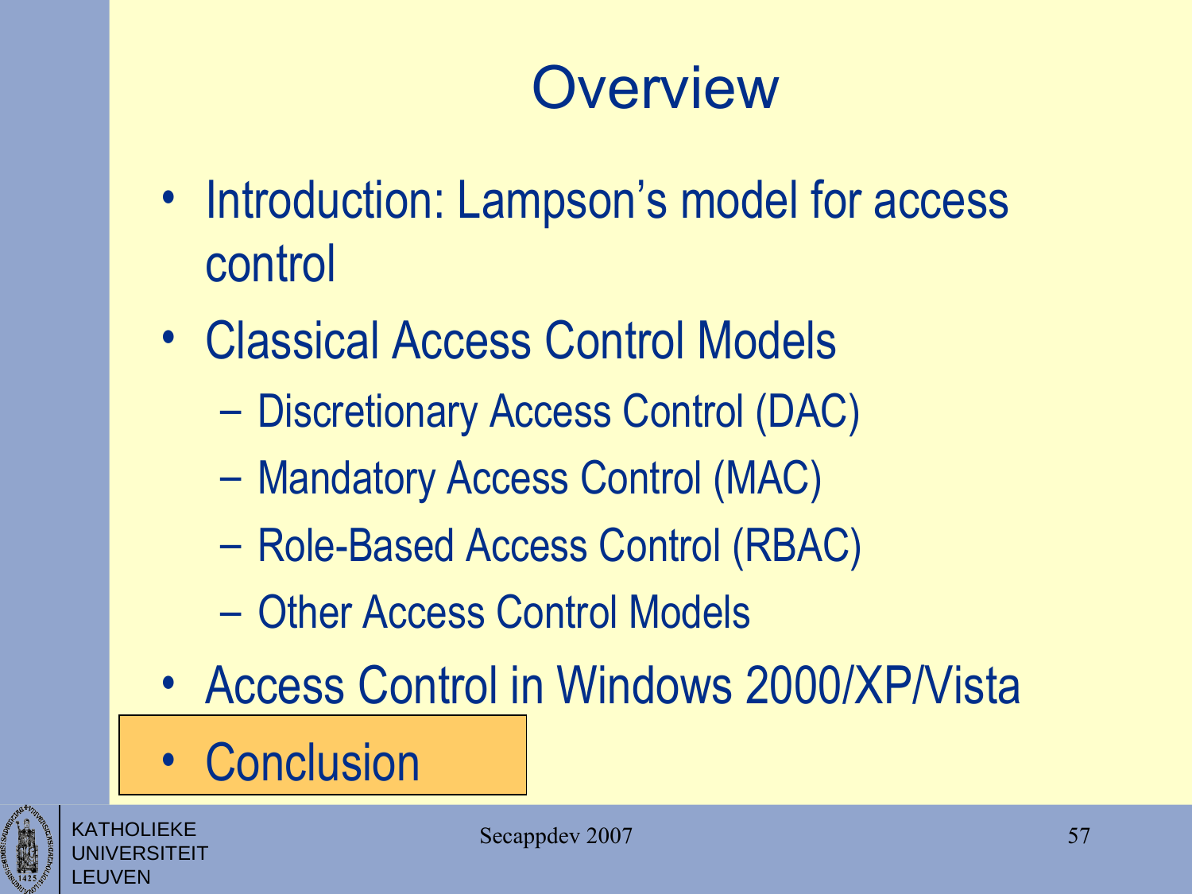# Overview

- Introduction: Lampson's model for access control
- Classical Access Control Models
  - Discretionary Access Control (DAC)
  - Mandatory Access Control (MAC)
  - Role-Based Access Control (RBAC)
  - Other Access Control Models
- Access Control in Windows 2000/XP/Vista
- Conclusion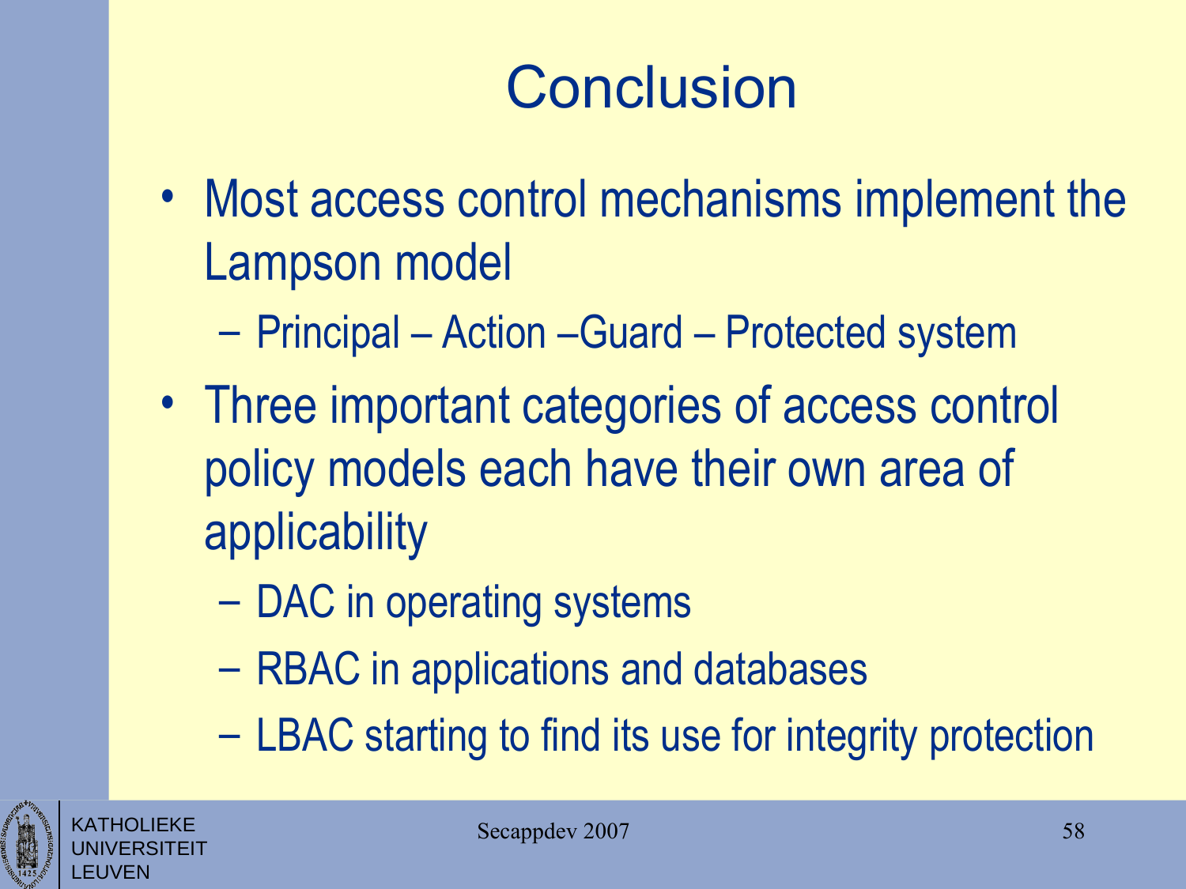# Conclusion

- Most access control mechanisms implement the Lampson model
  - Principal – Action –Guard – Protected system
- Three important categories of access control policy models each have their own area of applicability
  - DAC in operating systems
  - RBAC in applications and databases
  - LBAC starting to find its use for integrity protection